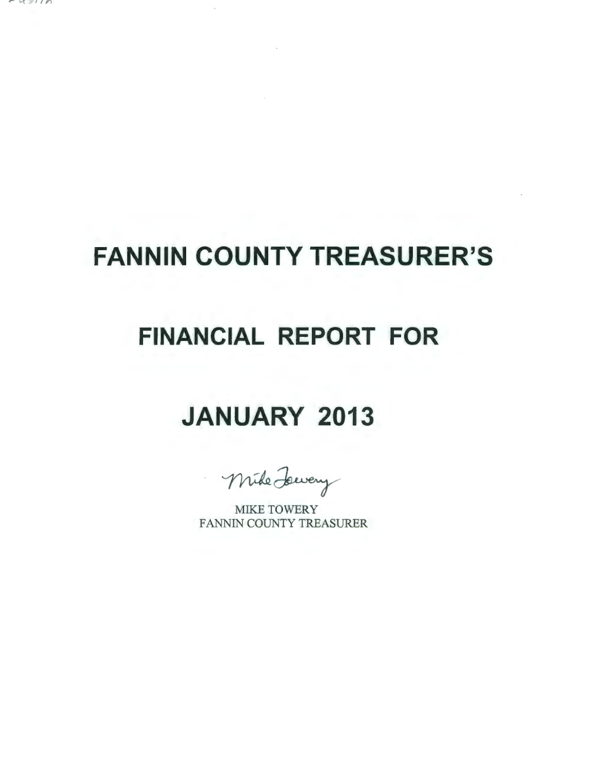# FANNIN COUNTY TREASURER'S

# FINANCIAL REPORT FOR

# JANUARY 2013

Mike Towery

MIKE TOWERY
FANNIN COUNTY TREASURER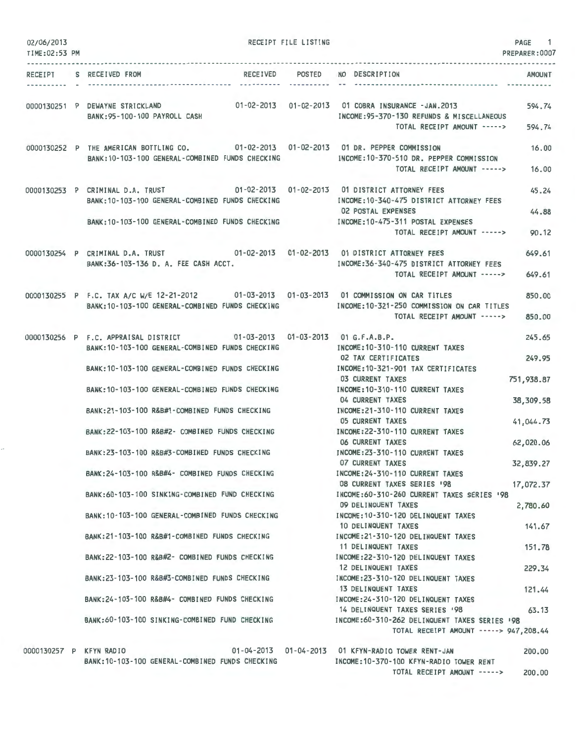02/06/2013 RECEIPT FILE LISTING PAGE 1

TIME:02:53 PM PREPARER:0007

| RECEIPT | S | RECEIVED FROM | RECEIVED | POSTED | NO | DESCRIPTION | AMOUNT |
|---|---|---|---|---|---|---|---|
| 0000130251 | P | DEWAYNE STRICKLAND | 01-02-2013 | 01-02-2013 | 01 | COBRA INSURANCE -JAN.2013 | 594.74 |
| | | BANK:95-100-100 PAYROLL CASH | | | | INCOME:95-370-130 REFUNDS & MISCELLANEOUS | |
| | | | | | | TOTAL RECEIPT AMOUNT -----> | 594.74 |
| 0000130252 | P | THE AMERICAN BOTTLING CO. | 01-02-2013 | 01-02-2013 | 01 | DR. PEPPER COMMISSION | 16.00 |
| | | BANK:10-103-100 GENERAL-COMBINED FUNDS CHECKING | | | | INCOME:10-370-510 DR. PEPPER COMMISSION | |
| | | | | | | TOTAL RECEIPT AMOUNT -----> | 16.00 |
| 0000130253 | P | CRIMINAL D.A. TRUST | 01-02-2013 | 01-02-2013 | 01 | DISTRICT ATTORNEY FEES | 45.24 |
| | | BANK:10-103-100 GENERAL-COMBINED FUNDS CHECKING | | | | INCOME:10-340-475 DISTRICT ATTORNEY FEES | |
| | | | | | 02 | POSTAL EXPENSES | 44.88 |
| | | BANK:10-103-100 GENERAL-COMBINED FUNDS CHECKING | | | | INCOME:10-475-311 POSTAL EXPENSES | |
| | | | | | | TOTAL RECEIPT AMOUNT -----> | 90.12 |
| 0000130254 | P | CRIMINAL D.A. TRUST | 01-02-2013 | 01-02-2013 | 01 | DISTRICT ATTORNEY FEES | 649.61 |
| | | BANK:36-103-136 D. A. FEE CASH ACCT. | | | | INCOME:36-340-475 DISTRICT ATTORNEY FEES | |
| | | | | | | TOTAL RECEIPT AMOUNT -----> | 649.61 |
| 0000130255 | P | F.C. TAX A/C W/E 12-21-2012 | 01-03-2013 | 01-03-2013 | 01 | COMMISSION ON CAR TITLES | 850.00 |
| | | BANK:10-103-100 GENERAL-COMBINED FUNDS CHECKING | | | | INCOME:10-321-250 COMMISSION ON CAR TITLES | |
| | | | | | | TOTAL RECEIPT AMOUNT -----> | 850.00 |
| 0000130256 | P | F.C. APPRAISAL DISTRICT | 01-03-2013 | 01-03-2013 | 01 | G.F.A.B.P. | 245.65 |
| | | BANK:10-103-100 GENERAL-COMBINED FUNDS CHECKING | | | | INCOME:10-310-110 CURRENT TAXES | |
| | | | | | 02 | TAX CERTIFICATES | 249.95 |
| | | BANK:10-103-100 GENERAL-COMBINED FUNDS CHECKING | | | | INCOME:10-321-901 TAX CERTIFICATES | |
| | | | | | 03 | CURRENT TAXES | 751,938.87 |
| | | BANK:10-103-100 GENERAL-COMBINED FUNDS CHECKING | | | | INCOME:10-310-110 CURRENT TAXES | |
| | | | | | 04 | CURRENT TAXES | 38,309.58 |
| | | BANK:21-103-100 R&B#1-COMBINED FUNDS CHECKING | | | | INCOME:21-310-110 CURRENT TAXES | |
| | | | | | 05 | CURRENT TAXES | 41,044.73 |
| | | BANK:22-103-100 R&B#2- COMBINED FUNDS CHECKING | | | | INCOME:22-310-110 CURRENT TAXES | |
| | | | | | 06 | CURRENT TAXES | 62,020.06 |
| | | BANK:23-103-100 R&B#3-COMBINED FUNDS CHECKING | | | | INCOME:23-310-110 CURRENT TAXES | |
| | | | | | 07 | CURRENT TAXES | 32,839.27 |
| | | BANK:24-103-100 R&B#4- COMBINED FUNDS CHECKING | | | | INCOME:24-310-110 CURRENT TAXES | |
| | | | | | 08 | CURRENT TAXES SERIES '98 | 17,072.37 |
| | | BANK:60-103-100 SINKING-COMBINED FUND CHECKING | | | | INCOME:60-310-260 CURRENT TAXES SERIES '98 | |
| | | | | | 09 | DELINQUENT TAXES | 2,780.60 |
| | | BANK:10-103-100 GENERAL-COMBINED FUNDS CHECKING | | | | INCOME:10-310-120 DELINQUENT TAXES | |
| | | | | | 10 | DELINQUENT TAXES | 141.67 |
| | | BANK:21-103-100 R&B#1-COMBINED FUNDS CHECKING | | | | INCOME:21-310-120 DELINQUENT TAXES | |
| | | | | | 11 | DELINQUENT TAXES | 151.78 |
| | | BANK:22-103-100 R&B#2- COMBINED FUNDS CHECKING | | | | INCOME:22-310-120 DELINQUENT TAXES | |
| | | | | | 12 | DELINQUENT TAXES | 229.34 |
| | | BANK:23-103-100 R&B#3-COMBINED FUNDS CHECKING | | | | INCOME:23-310-120 DELINQUENT TAXES | |
| | | | | | 13 | DELINQUENT TAXES | 121.44 |
| | | BANK:24-103-100 R&B#4- COMBINED FUNDS CHECKING | | | | INCOME:24-310-120 DELINQUENT TAXES | |
| | | | | | 14 | DELINQUENT TAXES SERIES '98 | 63.13 |
| | | BANK:60-103-100 SINKING-COMBINED FUND CHECKING | | | | INCOME:60-310-262 DELINQUENT TAXES SERIES '98 | |
| | | | | | | TOTAL RECEIPT AMOUNT -----> | 947,208.44 |
| 0000130257 | P | KFYN RADIO | 01-04-2013 | 01-04-2013 | 01 | KFYN-RADIO TOWER RENT-JAN | 200.00 |
| | | BANK:10-103-100 GENERAL-COMBINED FUNDS CHECKING | | | | INCOME:10-370-100 KFYN-RADIO TOWER RENT | |
| | | | | | | TOTAL RECEIPT AMOUNT -----> | 200.00 |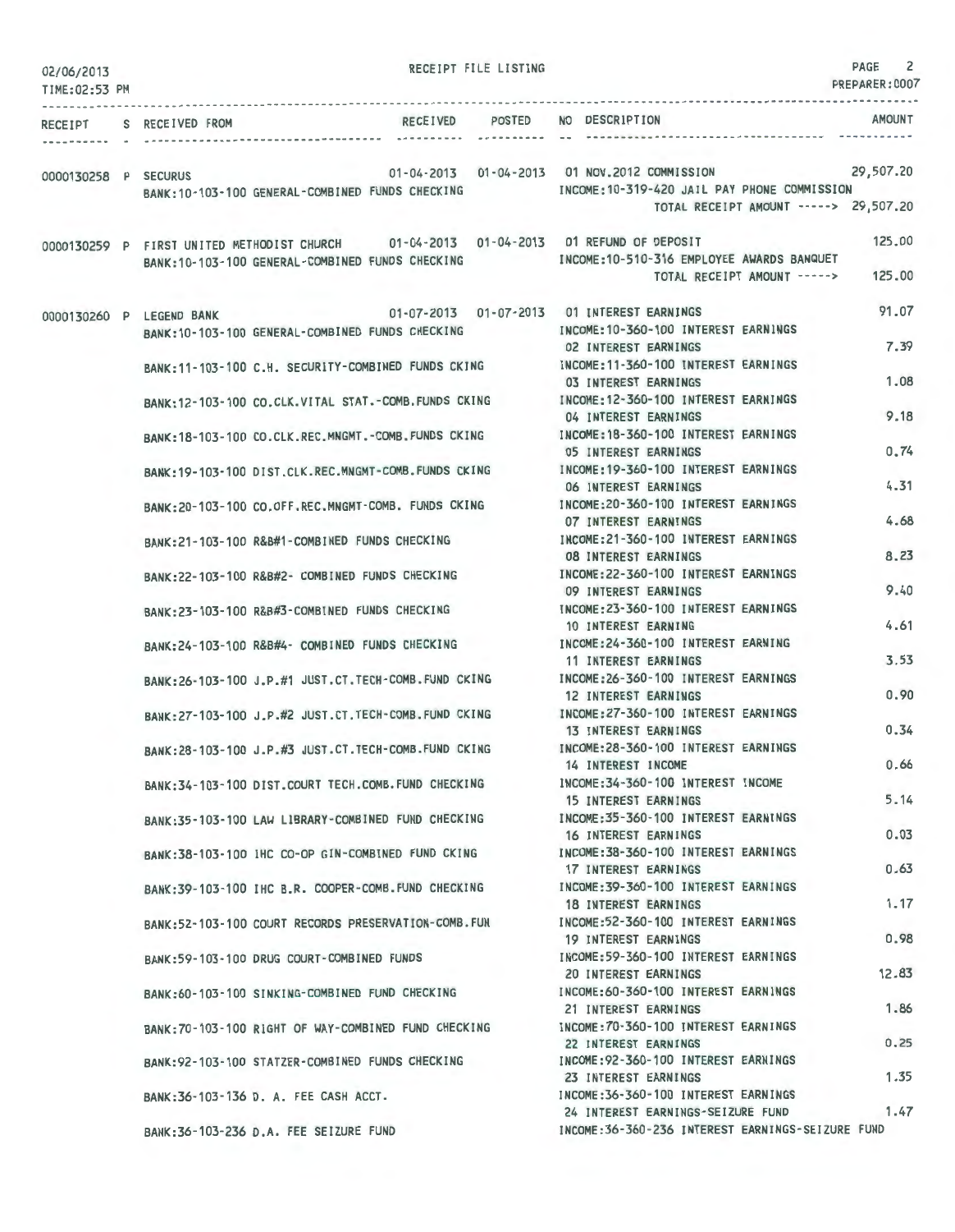02/06/2013 RECEIPT FILE LISTING PREPARER:0007
TIME:02:53 PM

| RECEIPT | S | RECEIVED FROM | RECEIVED | POSTED | NO | DESCRIPTION | AMOUNT |
|---|---|---|---|---|---|---|---|
| 0000130258 | P | SECURUS | 01-04-2013 | 01-04-2013 | 01 | NOV.2012 COMMISSION | 29,507.20 |
| | | BANK:10-103-100 GENERAL-COMBINED FUNDS CHECKING | | | | INCOME:10-319-420 JAIL PAY PHONE COMMISSION | |
| | | | | | | TOTAL RECEIPT AMOUNT -----> | 29,507.20 |
| 0000130259 | P | FIRST UNITED METHODIST CHURCH | 01-04-2013 | 01-04-2013 | 01 | REFUND OF DEPOSIT | 125.00 |
| | | BANK:10-103-100 GENERAL-COMBINED FUNDS CHECKING | | | | INCOME:10-510-316 EMPLOYEE AWARDS BANQUET | |
| | | | | | | TOTAL RECEIPT AMOUNT -----> | 125.00 |
| 0000130260 | P | LEGEND BANK | 01-07-2013 | 01-07-2013 | 01 | INTEREST EARNINGS | 91.07 |
| | | BANK:10-103-100 GENERAL-COMBINED FUNDS CHECKING | | | | INCOME:10-360-100 INTEREST EARNINGS | |
| | | | | | 02 | INTEREST EARNINGS | 7.39 |
| | | BANK:11-103-100 C.H. SECURITY-COMBINED FUNDS CKING | | | | INCOME:11-360-100 INTEREST EARNINGS | |
| | | | | | 03 | INTEREST EARNINGS | 1.08 |
| | | BANK:12-103-100 CO.CLK.VITAL STAT.-COMB.FUNDS CKING | | | | INCOME:12-360-100 INTEREST EARNINGS | |
| | | | | | 04 | INTEREST EARNINGS | 9.18 |
| | | BANK:18-103-100 CO.CLK.REC.MNGMT.-COMB.FUNDS CKING | | | | INCOME:18-360-100 INTEREST EARNINGS | |
| | | | | | 05 | INTEREST EARNINGS | 0.74 |
| | | BANK:19-103-100 DIST.CLK.REC.MNGMT-COMB.FUNDS CKING | | | | INCOME:19-360-100 INTEREST EARNINGS | |
| | | | | | 06 | INTEREST EARNINGS | 4.31 |
| | | BANK:20-103-100 CO.OFF.REC.MNGMT-COMB. FUNDS CKING | | | | INCOME:20-360-100 INTEREST EARNINGS | |
| | | | | | 07 | INTEREST EARNINGS | 4.68 |
| | | BANK:21-103-100 R&B#1-COMBINED FUNDS CHECKING | | | | INCOME:21-360-100 INTEREST EARNINGS | |
| | | | | | 08 | INTEREST EARNINGS | 8.23 |
| | | BANK:22-103-100 R&B#2- COMBINED FUNDS CHECKING | | | | INCOME:22-360-100 INTEREST EARNINGS | |
| | | | | | 09 | INTEREST EARNINGS | 9.40 |
| | | BANK:23-103-100 R&B#3-COMBINED FUNDS CHECKING | | | | INCOME:23-360-100 INTEREST EARNINGS | |
| | | | | | 10 | INTEREST EARNING | 4.61 |
| | | BANK:24-103-100 R&B#4- COMBINED FUNDS CHECKING | | | | INCOME:24-360-100 INTEREST EARNING | |
| | | | | | 11 | INTEREST EARNINGS | 3.53 |
| | | BANK:26-103-100 J.P.#1 JUST.CT.TECH-COMB.FUND CKING | | | | INCOME:26-360-100 INTEREST EARNINGS | |
| | | | | | 12 | INTEREST EARNINGS | 0.90 |
| | | BANK:27-103-100 J.P.#2 JUST.CT.TECH-COMB.FUND CKING | | | | INCOME:27-360-100 INTEREST EARNINGS | |
| | | | | | 13 | INTEREST EARNINGS | 0.34 |
| | | BANK:28-103-100 J.P.#3 JUST.CT.TECH-COMB.FUND CKING | | | | INCOME:28-360-100 INTEREST EARNINGS | |
| | | | | | 14 | INTEREST INCOME | 0.66 |
| | | BANK:34-103-100 DIST.COURT TECH.COMB.FUND CHECKING | | | | INCOME:34-360-100 INTEREST INCOME | |
| | | | | | 15 | INTEREST EARNINGS | 5.14 |
| | | BANK:35-103-100 LAW LIBRARY-COMBINED FUND CHECKING | | | | INCOME:35-360-100 INTEREST EARNINGS | |
| | | | | | 16 | INTEREST EARNINGS | 0.03 |
| | | BANK:38-103-100 IHC CO-OP GIN-COMBINED FUND CKING | | | | INCOME:38-360-100 INTEREST EARNINGS | |
| | | | | | 17 | INTEREST EARNINGS | 0.63 |
| | | BANK:39-103-100 IHC B.R. COOPER-COMB.FUND CHECKING | | | | INCOME:39-360-100 INTEREST EARNINGS | |
| | | | | | 18 | INTEREST EARNINGS | 1.17 |
| | | BANK:52-103-100 COURT RECORDS PRESERVATION-COMB.FUN | | | | INCOME:52-360-100 INTEREST EARNINGS | |
| | | | | | 19 | INTEREST EARNINGS | 0.98 |
| | | BANK:59-103-100 DRUG COURT-COMBINED FUNDS | | | | INCOME:59-360-100 INTEREST EARNINGS | |
| | | | | | 20 | INTEREST EARNINGS | 12.83 |
| | | BANK:60-103-100 SINKING-COMBINED FUND CHECKING | | | | INCOME:60-360-100 INTEREST EARNINGS | |
| | | | | | 21 | INTEREST EARNINGS | 1.86 |
| | | BANK:70-103-100 RIGHT OF WAY-COMBINED FUND CHECKING | | | | INCOME:70-360-100 INTEREST EARNINGS | |
| | | | | | 22 | INTEREST EARNINGS | 0.25 |
| | | BANK:92-103-100 STATZER-COMBINED FUNDS CHECKING | | | | INCOME:92-360-100 INTEREST EARNINGS | |
| | | | | | 23 | INTEREST EARNINGS | 1.35 |
| | | BANK:36-103-136 D. A. FEE CASH ACCT. | | | | INCOME:36-360-100 INTEREST EARNINGS | |
| | | | | | 24 | INTEREST EARNINGS-SEIZURE FUND | 1.47 |
| | | BANK:36-103-236 D.A. FEE SEIZURE FUND | | | | INCOME:36-360-236 INTEREST EARNINGS-SEIZURE FUND | |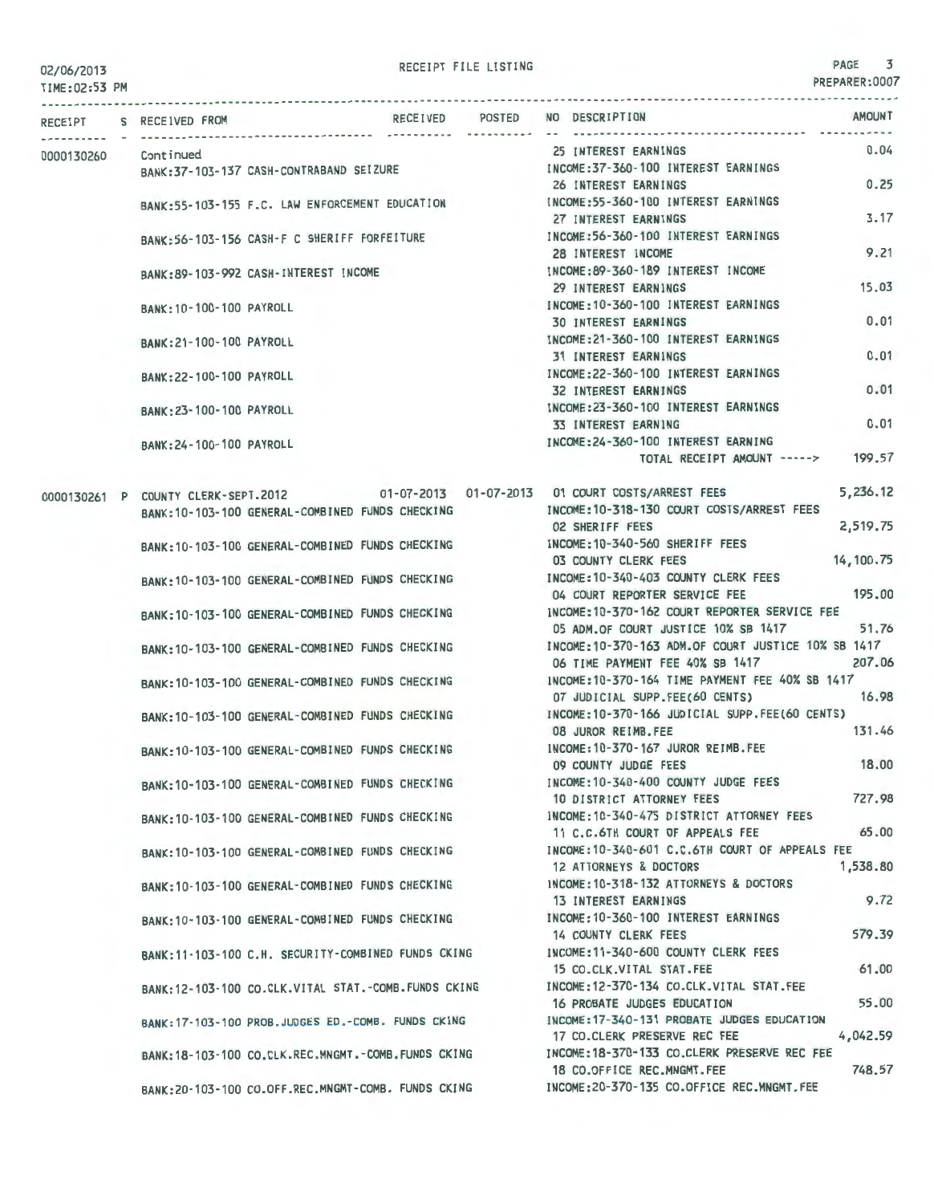02/06/2013
TIME:02:53 PM

RECEIPT FILE LISTING

PREPARER:0007

| RECEIPT | S | RECEIVED FROM | RECEIVED | POSTED | NO | DESCRIPTION | AMOUNT |
|---|---|---|---|---|---|---|---|
| 0000130260 | | Continued | | | 25 | INTEREST EARNINGS | 0.04 |
| | | BANK:37-103-137 CASH-CONTRABAND SEIZURE | | | | INCOME:37-360-100 INTEREST EARNINGS | |
| | | | | | 26 | INTEREST EARNINGS | 0.25 |
| | | BANK:55-103-155 F.C. LAW ENFORCEMENT EDUCATION | | | | INCOME:55-360-100 INTEREST EARNINGS | |
| | | | | | 27 | INTEREST EARNINGS | 3.17 |
| | | BANK:56-103-156 CASH-F C SHERIFF FORFEITURE | | | | INCOME:56-360-100 INTEREST EARNINGS | |
| | | | | | 28 | INTEREST INCOME | 9.21 |
| | | BANK:89-103-992 CASH-INTEREST INCOME | | | | INCOME:89-360-189 INTEREST INCOME | |
| | | | | | 29 | INTEREST EARNINGS | 15.03 |
| | | BANK:10-100-100 PAYROLL | | | | INCOME:10-360-100 INTEREST EARNINGS | |
| | | | | | 30 | INTEREST EARNINGS | 0.01 |
| | | BANK:21-100-100 PAYROLL | | | | INCOME:21-360-100 INTEREST EARNINGS | |
| | | | | | 31 | INTEREST EARNINGS | 0.01 |
| | | BANK:22-100-100 PAYROLL | | | | INCOME:22-360-100 INTEREST EARNINGS | |
| | | | | | 32 | INTEREST EARNINGS | 0.01 |
| | | BANK:23-100-100 PAYROLL | | | | INCOME:23-360-100 INTEREST EARNINGS | |
| | | | | | 33 | INTEREST EARNING | 0.01 |
| | | BANK:24-100-100 PAYROLL | | | | INCOME:24-360-100 INTEREST EARNING | |
| | | | | | | TOTAL RECEIPT AMOUNT -----> | 199.57 |
| 0000130261 | P | COUNTY CLERK-SEPT.2012 | 01-07-2013 | 01-07-2013 | 01 | COURT COSTS/ARREST FEES | 5,236.12 |
| | | BANK:10-103-100 GENERAL-COMBINED FUNDS CHECKING | | | | INCOME:10-318-130 COURT COSTS/ARREST FEES | |
| | | | | | 02 | SHERIFF FEES | 2,519.75 |
| | | BANK:10-103-100 GENERAL-COMBINED FUNDS CHECKING | | | | INCOME:10-340-560 SHERIFF FEES | |
| | | | | | 03 | COUNTY CLERK FEES | 14,100.75 |
| | | BANK:10-103-100 GENERAL-COMBINED FUNDS CHECKING | | | | INCOME:10-340-403 COUNTY CLERK FEES | |
| | | | | | 04 | COURT REPORTER SERVICE FEE | 195.00 |
| | | BANK:10-103-100 GENERAL-COMBINED FUNDS CHECKING | | | | INCOME:10-370-162 COURT REPORTER SERVICE FEE | |
| | | | | | 05 | ADM.OF COURT JUSTICE 10% SB 1417 | 51.76 |
| | | BANK:10-103-100 GENERAL-COMBINED FUNDS CHECKING | | | | INCOME:10-370-163 ADM.OF COURT JUSTICE 10% SB 1417 | |
| | | | | | 06 | TIME PAYMENT FEE 40% SB 1417 | 207.06 |
| | | BANK:10-103-100 GENERAL-COMBINED FUNDS CHECKING | | | | INCOME:10-370-164 TIME PAYMENT FEE 40% SB 1417 | |
| | | | | | 07 | JUDICIAL SUPP.FEE(60 CENTS) | 16.98 |
| | | BANK:10-103-100 GENERAL-COMBINED FUNDS CHECKING | | | | INCOME:10-370-166 JUDICIAL SUPP.FEE(60 CENTS) | |
| | | | | | 08 | JUROR REIMB.FEE | 131.46 |
| | | BANK:10-103-100 GENERAL-COMBINED FUNDS CHECKING | | | | INCOME:10-370-167 JUROR REIMB.FEE | |
| | | | | | 09 | COUNTY JUDGE FEES | 18.00 |
| | | BANK:10-103-100 GENERAL-COMBINED FUNDS CHECKING | | | | INCOME:10-340-400 COUNTY JUDGE FEES | |
| | | | | | 10 | DISTRICT ATTORNEY FEES | 727.98 |
| | | BANK:10-103-100 GENERAL-COMBINED FUNDS CHECKING | | | | INCOME:10-340-475 DISTRICT ATTORNEY FEES | |
| | | | | | 11 | C.C.6TH COURT OF APPEALS FEE | 65.00 |
| | | BANK:10-103-100 GENERAL-COMBINED FUNDS CHECKING | | | | INCOME:10-340-601 C.C.6TH COURT OF APPEALS FEE | |
| | | | | | 12 | ATTORNEYS & DOCTORS | 1,538.80 |
| | | BANK:10-103-100 GENERAL-COMBINED FUNDS CHECKING | | | | INCOME:10-318-132 ATTORNEYS & DOCTORS | |
| | | | | | 13 | INTEREST EARNINGS | 9.72 |
| | | BANK:10-103-100 GENERAL-COMBINED FUNDS CHECKING | | | | INCOME:10-360-100 INTEREST EARNINGS | |
| | | | | | 14 | COUNTY CLERK FEES | 579.39 |
| | | BANK:11-103-100 C.H. SECURITY-COMBINED FUNDS CKING | | | | INCOME:11-340-600 COUNTY CLERK FEES | |
| | | | | | 15 | CO.CLK.VITAL STAT.FEE | 61.00 |
| | | BANK:12-103-100 CO.CLK.VITAL STAT.-COMB.FUNDS CKING | | | | INCOME:12-370-134 CO.CLK.VITAL STAT.FEE | |
| | | | | | 16 | PROBATE JUDGES EDUCATION | 55.00 |
| | | BANK:17-103-100 PROB.JUDGES ED.-COMB. FUNDS CKING | | | | INCOME:17-340-131 PROBATE JUDGES EDUCATION | |
| | | | | | 17 | CO.CLERK PRESERVE REC FEE | 4,042.59 |
| | | BANK:18-103-100 CO.CLK.REC.MNGMT.-COMB.FUNDS CKING | | | | INCOME:18-370-133 CO.CLERK PRESERVE REC FEE | |
| | | | | | 18 | CO.OFFICE REC.MNGMT.FEE | 748.57 |
| | | BANK:20-103-100 CO.OFF.REC.MNGMT-COMB. FUNDS CKING | | | | INCOME:20-370-135 CO.OFFICE REC.MNGMT.FEE | |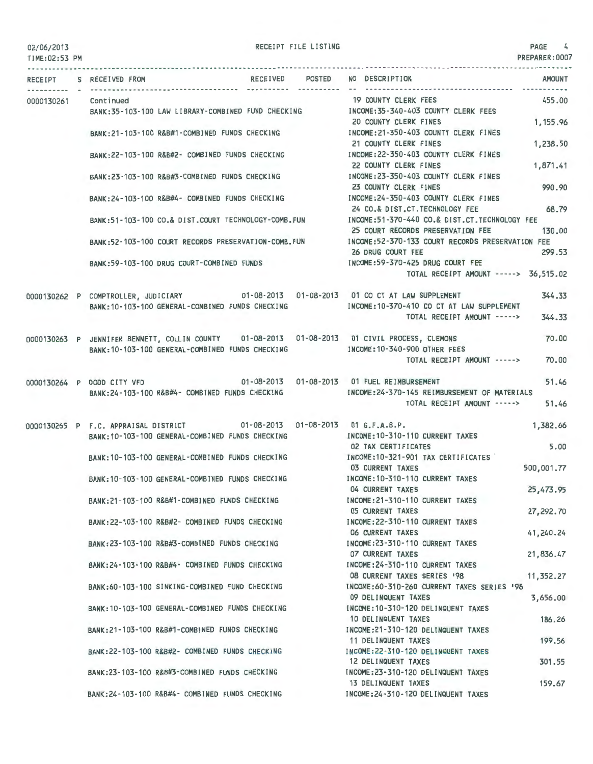RECEIPT FILE LISTING

02/06/2013
TIME:02:53 PM

PREPARER:0007

| RECEIPT | S | RECEIVED FROM | RECEIVED | POSTED | NO | DESCRIPTION | AMOUNT |
|---|---|---|---|---|---|---|---|
| 0000130261 | | Continued | | | 19 | COUNTY CLERK FEES | 455.00 |
| | | BANK:35-103-100 LAW LIBRARY-COMBINED FUND CHECKING | | | | INCOME:35-340-403 COUNTY CLERK FEES | |
| | | | | | 20 | COUNTY CLERK FINES | 1,155.96 |
| | | BANK:21-103-100 R&B#1-COMBINED FUNDS CHECKING | | | | INCOME:21-350-403 COUNTY CLERK FINES | |
| | | | | | 21 | COUNTY CLERK FINES | 1,238.50 |
| | | BANK:22-103-100 R&B#2- COMBINED FUNDS CHECKING | | | | INCOME:22-350-403 COUNTY CLERK FINES | |
| | | | | | 22 | COUNTY CLERK FINES | 1,871.41 |
| | | BANK:23-103-100 R&B#3-COMBINED FUNDS CHECKING | | | | INCOME:23-350-403 COUNTY CLERK FINES | |
| | | | | | 23 | COUNTY CLERK FINES | 990.90 |
| | | BANK:24-103-100 R&B#4- COMBINED FUNDS CHECKING | | | | INCOME:24-350-403 COUNTY CLERK FINES | |
| | | | | | 24 | CO.& DIST.CT.TECHNOLOGY FEE | 68.79 |
| | | BANK:51-103-100 CO.& DIST.COURT TECHNOLOGY-COMB.FUN | | | | INCOME:51-370-440 CO.& DIST.CT.TECHNOLOGY FEE | |
| | | | | | 25 | COURT RECORDS PRESERVATION FEE | 130.00 |
| | | BANK:52-103-100 COURT RECORDS PRESERVATION-COMB.FUN | | | | INCOME:52-370-133 COURT RECORDS PRESERVATION FEE | |
| | | | | | 26 | DRUG COURT FEE | 299.53 |
| | | BANK:59-103-100 DRUG COURT-COMBINED FUNDS | | | | INCOME:59-370-425 DRUG COURT FEE | |
| | | | | | | TOTAL RECEIPT AMOUNT -----> | 36,515.02 |
| 0000130262 | P | COMPTROLLER, JUDICIARY | 01-08-2013 | 01-08-2013 | 01 | CO CT AT LAW SUPPLEMENT | 344.33 |
| | | BANK:10-103-100 GENERAL-COMBINED FUNDS CHECKING | | | | INCOME:10-370-410 CO CT AT LAW SUPPLEMENT | |
| | | | | | | TOTAL RECEIPT AMOUNT -----> | 344.33 |
| 0000130263 | P | JENNIFER BENNETT, COLLIN COUNTY | 01-08-2013 | 01-08-2013 | 01 | CIVIL PROCESS, CLEMONS | 70.00 |
| | | BANK:10-103-100 GENERAL-COMBINED FUNDS CHECKING | | | | INCOME:10-340-900 OTHER FEES | |
| | | | | | | TOTAL RECEIPT AMOUNT -----> | 70.00 |
| 0000130264 | P | DODD CITY VFD | 01-08-2013 | 01-08-2013 | 01 | FUEL REIMBURSEMENT | 51.46 |
| | | BANK:24-103-100 R&B#4- COMBINED FUNDS CHECKING | | | | INCOME:24-370-145 REIMBURSEMENT OF MATERIALS | |
| | | | | | | TOTAL RECEIPT AMOUNT -----> | 51.46 |
| 0000130265 | P | F.C. APPRAISAL DISTRICT | 01-08-2013 | 01-08-2013 | 01 | G.F.A.B.P. | 1,382.66 |
| | | BANK:10-103-100 GENERAL-COMBINED FUNDS CHECKING | | | | INCOME:10-310-110 CURRENT TAXES | |
| | | | | | 02 | TAX CERTIFICATES | 5.00 |
| | | BANK:10-103-100 GENERAL-COMBINED FUNDS CHECKING | | | | INCOME:10-321-901 TAX CERTIFICATES | |
| | | | | | 03 | CURRENT TAXES | 500,001.77 |
| | | BANK:10-103-100 GENERAL-COMBINED FUNDS CHECKING | | | | INCOME:10-310-110 CURRENT TAXES | |
| | | | | | 04 | CURRENT TAXES | 25,473.95 |
| | | BANK:21-103-100 R&B#1-COMBINED FUNDS CHECKING | | | | INCOME:21-310-110 CURRENT TAXES | |
| | | | | | 05 | CURRENT TAXES | 27,292.70 |
| | | BANK:22-103-100 R&B#2- COMBINED FUNDS CHECKING | | | | INCOME:22-310-110 CURRENT TAXES | |
| | | | | | 06 | CURRENT TAXES | 41,240.24 |
| | | BANK:23-103-100 R&B#3-COMBINED FUNDS CHECKING | | | | INCOME:23-310-110 CURRENT TAXES | |
| | | | | | 07 | CURRENT TAXES | 21,836.47 |
| | | BANK:24-103-100 R&B#4- COMBINED FUNDS CHECKING | | | | INCOME:24-310-110 CURRENT TAXES | |
| | | | | | 08 | CURRENT TAXES SERIES '98 | 11,352.27 |
| | | BANK:60-103-100 SINKING-COMBINED FUND CHECKING | | | | INCOME:60-310-260 CURRENT TAXES SERIES '98 | |
| | | | | | 09 | DELINQUENT TAXES | 3,656.00 |
| | | BANK:10-103-100 GENERAL-COMBINED FUNDS CHECKING | | | | INCOME:10-310-120 DELINQUENT TAXES | |
| | | | | | 10 | DELINQUENT TAXES | 186.26 |
| | | BANK:21-103-100 R&B#1-COMBINED FUNDS CHECKING | | | | INCOME:21-310-120 DELINQUENT TAXES | |
| | | | | | 11 | DELINQUENT TAXES | 199.56 |
| | | BANK:22-103-100 R&B#2- COMBINED FUNDS CHECKING | | | | INCOME:22-310-120 DELINQUENT TAXES | |
| | | | | | 12 | DELINQUENT TAXES | 301.55 |
| | | BANK:23-103-100 R&B#3-COMBINED FUNDS CHECKING | | | | INCOME:23-310-120 DELINQUENT TAXES | |
| | | | | | 13 | DELINQUENT TAXES | 159.67 |
| | | BANK:24-103-100 R&B#4- COMBINED FUNDS CHECKING | | | | INCOME:24-310-120 DELINQUENT TAXES | |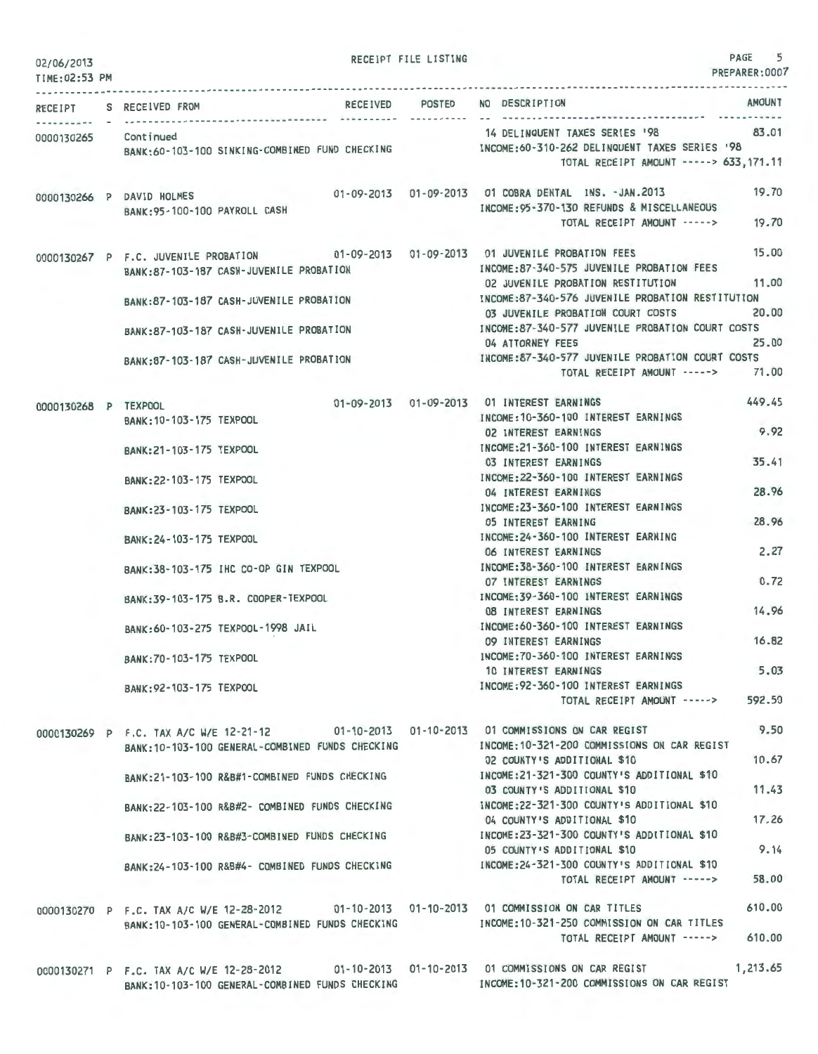RECEIPT FILE LISTING

02/06/2013
TIME:02:53 PM

PREPARER:0007

| RECEIPT | S | RECEIVED FROM | RECEIVED | POSTED | NO | DESCRIPTION | AMOUNT |
|---|---|---|---|---|---|---|---|
| 0000130265 | | Continued | | | 14 | DELINQUENT TAXES SERIES '98 | 83.01 |
| | | BANK:60-103-100 SINKING-COMBINED FUND CHECKING | | | | INCOME:60-310-262 DELINQUENT TAXES SERIES '98 | |
| | | | | | | TOTAL RECEIPT AMOUNT -----> | 633,171.11 |
| 0000130266 | P | DAVID HOLMES | 01-09-2013 | 01-09-2013 | 01 | COBRA DENTAL INS. -JAN.2013 | 19.70 |
| | | BANK:95-100-100 PAYROLL CASH | | | | INCOME:95-370-130 REFUNDS & MISCELLANEOUS | |
| | | | | | | TOTAL RECEIPT AMOUNT -----> | 19.70 |
| 0000130267 | P | F.C. JUVENILE PROBATION | 01-09-2013 | 01-09-2013 | 01 | JUVENILE PROBATION FEES | 15.00 |
| | | BANK:87-103-187 CASH-JUVENILE PROBATION | | | | INCOME:87-340-575 JUVENILE PROBATION FEES | |
| | | | | | 02 | JUVENILE PROBATION RESTITUTION | 11.00 |
| | | BANK:87-103-187 CASH-JUVENILE PROBATION | | | | INCOME:87-340-576 JUVENILE PROBATION RESTITUTION | |
| | | | | | 03 | JUVENILE PROBATION COURT COSTS | 20.00 |
| | | BANK:87-103-187 CASH-JUVENILE PROBATION | | | | INCOME:87-340-577 JUVENILE PROBATION COURT COSTS | |
| | | | | | 04 | ATTORNEY FEES | 25.00 |
| | | BANK:87-103-187 CASH-JUVENILE PROBATION | | | | INCOME:87-340-577 JUVENILE PROBATION COURT COSTS | |
| | | | | | | TOTAL RECEIPT AMOUNT -----> | 71.00 |
| 0000130268 | P | TEXPOOL | 01-09-2013 | 01-09-2013 | 01 | INTEREST EARNINGS | 449.45 |
| | | BANK:10-103-175 TEXPOOL | | | | INCOME:10-360-100 INTEREST EARNINGS | |
| | | | | | 02 | INTEREST EARNINGS | 9.92 |
| | | BANK:21-103-175 TEXPOOL | | | | INCOME:21-360-100 INTEREST EARNINGS | |
| | | | | | 03 | INTEREST EARNINGS | 35.41 |
| | | BANK:22-103-175 TEXPOOL | | | | INCOME:22-360-100 INTEREST EARNINGS | |
| | | | | | 04 | INTEREST EARNINGS | 28.96 |
| | | BANK:23-103-175 TEXPOOL | | | | INCOME:23-360-100 INTEREST EARNINGS | |
| | | | | | 05 | INTEREST EARNING | 28.96 |
| | | BANK:24-103-175 TEXPOOL | | | | INCOME:24-360-100 INTEREST EARNING | |
| | | | | | 06 | INTEREST EARNINGS | 2.27 |
| | | BANK:38-103-175 IHC CO-OP GIN TEXPOOL | | | | INCOME:38-360-100 INTEREST EARNINGS | |
| | | | | | 07 | INTEREST EARNINGS | 0.72 |
| | | BANK:39-103-175 B.R. COOPER-TEXPOOL | | | | INCOME:39-360-100 INTEREST EARNINGS | |
| | | | | | 08 | INTEREST EARNINGS | 14.96 |
| | | BANK:60-103-275 TEXPOOL-1998 JAIL | | | | INCOME:60-360-100 INTEREST EARNINGS | |
| | | | | | 09 | INTEREST EARNINGS | 16.82 |
| | | BANK:70-103-175 TEXPOOL | | | | INCOME:70-360-100 INTEREST EARNINGS | |
| | | | | | 10 | INTEREST EARNINGS | 5.03 |
| | | BANK:92-103-175 TEXPOOL | | | | INCOME:92-360-100 INTEREST EARNINGS | |
| | | | | | | TOTAL RECEIPT AMOUNT -----> | 592.50 |
| 0000130269 | P | F.C. TAX A/C W/E 12-21-12 | 01-10-2013 | 01-10-2013 | 01 | COMMISSIONS ON CAR REGIST | 9.50 |
| | | BANK:10-103-100 GENERAL-COMBINED FUNDS CHECKING | | | | INCOME:10-321-200 COMMISSIONS ON CAR REGIST | |
| | | | | | 02 | COUNTY'S ADDITIONAL $10 | 10.67 |
| | | BANK:21-103-100 R&B#1-COMBINED FUNDS CHECKING | | | | INCOME:21-321-300 COUNTY'S ADDITIONAL $10 | |
| | | | | | 03 | COUNTY'S ADDITIONAL $10 | 11.43 |
| | | BANK:22-103-100 R&B#2- COMBINED FUNDS CHECKING | | | | INCOME:22-321-300 COUNTY'S ADDITIONAL $10 | |
| | | | | | 04 | COUNTY'S ADDITIONAL $10 | 17.26 |
| | | BANK:23-103-100 R&B#3-COMBINED FUNDS CHECKING | | | | INCOME:23-321-300 COUNTY'S ADDITIONAL $10 | |
| | | | | | 05 | COUNTY'S ADDITIONAL $10 | 9.14 |
| | | BANK:24-103-100 R&B#4- COMBINED FUNDS CHECKING | | | | INCOME:24-321-300 COUNTY'S ADDITIONAL $10 | |
| | | | | | | TOTAL RECEIPT AMOUNT -----> | 58.00 |
| 0000130270 | P | F.C. TAX A/C W/E 12-28-2012 | 01-10-2013 | 01-10-2013 | 01 | COMMISSION ON CAR TITLES | 610.00 |
| | | BANK:10-103-100 GENERAL-COMBINED FUNDS CHECKING | | | | INCOME:10-321-250 COMMISSION ON CAR TITLES | |
| | | | | | | TOTAL RECEIPT AMOUNT -----> | 610.00 |
| 0000130271 | P | F.C. TAX A/C W/E 12-28-2012 | 01-10-2013 | 01-10-2013 | 01 | COMMISSIONS ON CAR REGIST | 1,213.65 |
| | | BANK:10-103-100 GENERAL-COMBINED FUNDS CHECKING | | | | INCOME:10-321-200 COMMISSIONS ON CAR REGIST | |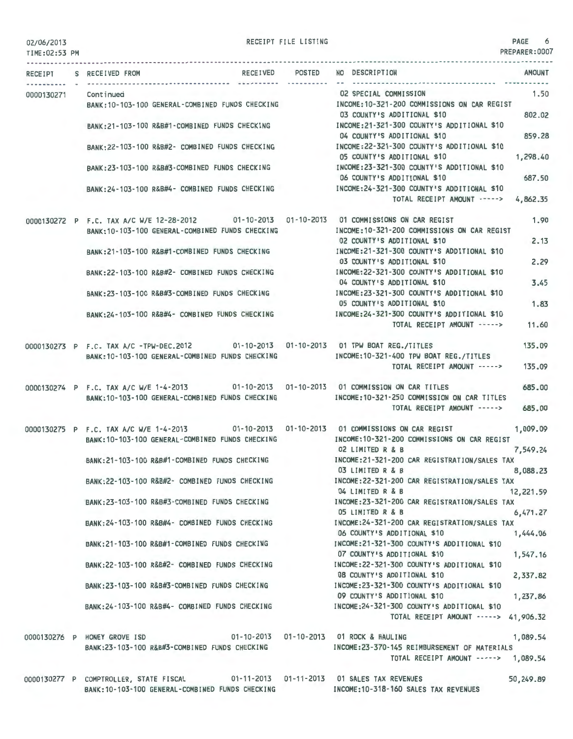02/06/2013
TIME:02:53 PM

RECEIPT FILE LISTING

PREPARER:0007

| RECEIPT | S | RECEIVED FROM | RECEIVED | POSTED | NO | DESCRIPTION | AMOUNT |
|---|---|---|---|---|---|---|---|
| 0000130271 | | Continued | | | 02 | SPECIAL COMMISSION | 1.50 |
| | | BANK:10-103-100 GENERAL-COMBINED FUNDS CHECKING | | | | INCOME:10-321-200 COMMISSIONS ON CAR REGIST | |
| | | | | | 03 | COUNTY'S ADDITIONAL $10 | 802.02 |
| | | BANK:21-103-100 R&B#1-COMBINED FUNDS CHECKING | | | | INCOME:21-321-300 COUNTY'S ADDITIONAL $10 | |
| | | | | | 04 | COUNTY'S ADDITIONAL $10 | 859.28 |
| | | BANK:22-103-100 R&B#2- COMBINED FUNDS CHECKING | | | | INCOME:22-321-300 COUNTY'S ADDITIONAL $10 | |
| | | | | | 05 | COUNTY'S ADDITIONAL $10 | 1,298.40 |
| | | BANK:23-103-100 R&B#3-COMBINED FUNDS CHECKING | | | | INCOME:23-321-300 COUNTY'S ADDITIONAL $10 | |
| | | | | | 06 | COUNTY'S ADDITIONAL $10 | 687.50 |
| | | BANK:24-103-100 R&B#4- COMBINED FUNDS CHECKING | | | | INCOME:24-321-300 COUNTY'S ADDITIONAL $10 | |
| | | | | | | TOTAL RECEIPT AMOUNT -----> | 4,862.35 |
| 0000130272 | P | F.C. TAX A/C W/E 12-28-2012 | 01-10-2013 | 01-10-2013 | 01 | COMMISSIONS ON CAR REGIST | 1.90 |
| | | BANK:10-103-100 GENERAL-COMBINED FUNDS CHECKING | | | | INCOME:10-321-200 COMMISSIONS ON CAR REGIST | |
| | | | | | 02 | COUNTY'S ADDITIONAL $10 | 2.13 |
| | | BANK:21-103-100 R&B#1-COMBINED FUNDS CHECKING | | | | INCOME:21-321-300 COUNTY'S ADDITIONAL $10 | |
| | | | | | 03 | COUNTY'S ADDITIONAL $10 | 2.29 |
| | | BANK:22-103-100 R&B#2- COMBINED FUNDS CHECKING | | | | INCOME:22-321-300 COUNTY'S ADDITIONAL $10 | |
| | | | | | 04 | COUNTY'S ADDITIONAL $10 | 3.45 |
| | | BANK:23-103-100 R&B#3-COMBINED FUNDS CHECKING | | | | INCOME:23-321-300 COUNTY'S ADDITIONAL $10 | |
| | | | | | 05 | COUNTY'S ADDITIONAL $10 | 1.83 |
| | | BANK:24-103-100 R&B#4- COMBINED FUNDS CHECKING | | | | INCOME:24-321-300 COUNTY'S ADDITIONAL $10 | |
| | | | | | | TOTAL RECEIPT AMOUNT -----> | 11.60 |
| 0000130273 | P | F.C. TAX A/C -TPW-DEC.2012 | 01-10-2013 | 01-10-2013 | 01 | TPW BOAT REG./TITLES | 135.09 |
| | | BANK:10-103-100 GENERAL-COMBINED FUNDS CHECKING | | | | INCOME:10-321-400 TPW BOAT REG./TITLES | |
| | | | | | | TOTAL RECEIPT AMOUNT -----> | 135.09 |
| 0000130274 | P | F.C. TAX A/C W/E 1-4-2013 | 01-10-2013 | 01-10-2013 | 01 | COMMISSION ON CAR TITLES | 685.00 |
| | | BANK:10-103-100 GENERAL-COMBINED FUNDS CHECKING | | | | INCOME:10-321-250 COMMISSION ON CAR TITLES | |
| | | | | | | TOTAL RECEIPT AMOUNT -----> | 685.00 |
| 0000130275 | P | F.C. TAX A/C W/E 1-4-2013 | 01-10-2013 | 01-10-2013 | 01 | COMMISSIONS ON CAR REGIST | 1,009.09 |
| | | BANK:10-103-100 GENERAL-COMBINED FUNDS CHECKING | | | | INCOME:10-321-200 COMMISSIONS ON CAR REGIST | |
| | | | | | 02 | LIMITED R & B | 7,549.24 |
| | | BANK:21-103-100 R&B#1-COMBINED FUNDS CHECKING | | | | INCOME:21-321-200 CAR REGISTRATION/SALES TAX | |
| | | | | | 03 | LIMITED R & B | 8,088.23 |
| | | BANK:22-103-100 R&B#2- COMBINED FUNDS CHECKING | | | | INCOME:22-321-200 CAR REGISTRATION/SALES TAX | |
| | | | | | 04 | LIMITED R & B | 12,221.59 |
| | | BANK:23-103-100 R&B#3-COMBINED FUNDS CHECKING | | | | INCOME:23-321-200 CAR REGISTRATION/SALES TAX | |
| | | | | | 05 | LIMITED R & B | 6,471.27 |
| | | BANK:24-103-100 R&B#4- COMBINED FUNDS CHECKING | | | | INCOME:24-321-200 CAR REGISTRATION/SALES TAX | |
| | | | | | 06 | COUNTY'S ADDITIONAL $10 | 1,444.06 |
| | | BANK:21-103-100 R&B#1-COMBINED FUNDS CHECKING | | | | INCOME:21-321-300 COUNTY'S ADDITIONAL $10 | |
| | | | | | 07 | COUNTY'S ADDITIONAL $10 | 1,547.16 |
| | | BANK:22-103-100 R&B#2- COMBINED FUNDS CHECKING | | | | INCOME:22-321-300 COUNTY'S ADDITIONAL $10 | |
| | | | | | 08 | COUNTY'S ADDITIONAL $10 | 2,337.82 |
| | | BANK:23-103-100 R&B#3-COMBINED FUNDS CHECKING | | | | INCOME:23-321-300 COUNTY'S ADDITIONAL $10 | |
| | | | | | 09 | COUNTY'S ADDITIONAL $10 | 1,237.86 |
| | | BANK:24-103-100 R&B#4- COMBINED FUNDS CHECKING | | | | INCOME:24-321-300 COUNTY'S ADDITIONAL $10 | |
| | | | | | | TOTAL RECEIPT AMOUNT -----> | 41,906.32 |
| 0000130276 | P | HONEY GROVE ISD | 01-10-2013 | 01-10-2013 | 01 | ROCK & HAULING | 1,089.54 |
| | | BANK:23-103-100 R&B#3-COMBINED FUNDS CHECKING | | | | INCOME:23-370-145 REIMBURSEMENT OF MATERIALS | |
| | | | | | | TOTAL RECEIPT AMOUNT -----> | 1,089.54 |
| 0000130277 | P | COMPTROLLER, STATE FISCAL | 01-11-2013 | 01-11-2013 | 01 | SALES TAX REVENUES | 50,249.89 |
| | | BANK:10-103-100 GENERAL-COMBINED FUNDS CHECKING | | | | INCOME:10-318-160 SALES TAX REVENUES | |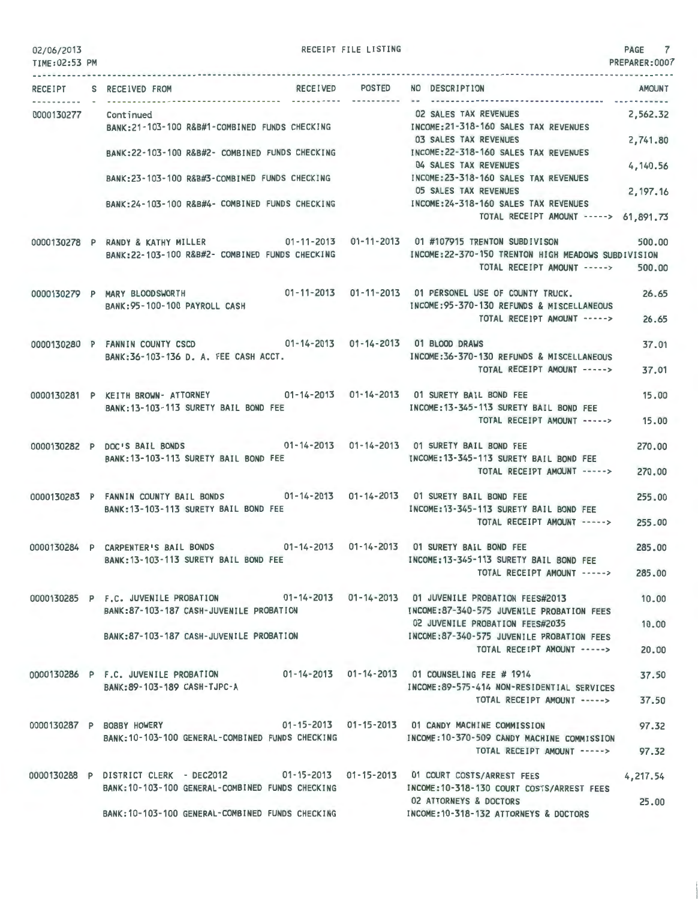02/06/2013 RECEIPT FILE LISTING
TIME:02:53 PM PREPARER:0007

| RECEIPT | S | RECEIVED FROM | RECEIVED | POSTED | NO | DESCRIPTION | AMOUNT |
|---|---|---|---|---|---|---|---|
| 0000130277 | | Continued | | | 02 | SALES TAX REVENUES | 2,562.32 |
| | | BANK:21-103-100 R&B#1-COMBINED FUNDS CHECKING | | | | INCOME:21-318-160 SALES TAX REVENUES | |
| | | | | | 03 | SALES TAX REVENUES | 2,741.80 |
| | | BANK:22-103-100 R&B#2- COMBINED FUNDS CHECKING | | | | INCOME:22-318-160 SALES TAX REVENUES | |
| | | | | | 04 | SALES TAX REVENUES | 4,140.56 |
| | | BANK:23-103-100 R&B#3-COMBINED FUNDS CHECKING | | | | INCOME:23-318-160 SALES TAX REVENUES | |
| | | | | | 05 | SALES TAX REVENUES | 2,197.16 |
| | | BANK:24-103-100 R&B#4- COMBINED FUNDS CHECKING | | | | INCOME:24-318-160 SALES TAX REVENUES | |
| | | | | | | TOTAL RECEIPT AMOUNT -----> | 61,891.73 |
| 0000130278 | P | RANDY & KATHY MILLER | 01-11-2013 | 01-11-2013 | 01 | #107915 TRENTON SUBDIVISON | 500.00 |
| | | BANK:22-103-100 R&B#2- COMBINED FUNDS CHECKING | | | | INCOME:22-370-150 TRENTON HIGH MEADOWS SUBDIVISION | |
| | | | | | | TOTAL RECEIPT AMOUNT -----> | 500.00 |
| 0000130279 | P | MARY BLOODSWORTH | 01-11-2013 | 01-11-2013 | 01 | PERSONEL USE OF COUNTY TRUCK. | 26.65 |
| | | BANK:95-100-100 PAYROLL CASH | | | | INCOME:95-370-130 REFUNDS & MISCELLANEOUS | |
| | | | | | | TOTAL RECEIPT AMOUNT -----> | 26.65 |
| 0000130280 | P | FANNIN COUNTY CSCD | 01-14-2013 | 01-14-2013 | 01 | BLOOD DRAWS | 37.01 |
| | | BANK:36-103-136 D. A. FEE CASH ACCT. | | | | INCOME:36-370-130 REFUNDS & MISCELLANEOUS | |
| | | | | | | TOTAL RECEIPT AMOUNT -----> | 37.01 |
| 0000130281 | P | KEITH BROWN- ATTORNEY | 01-14-2013 | 01-14-2013 | 01 | SURETY BAIL BOND FEE | 15.00 |
| | | BANK:13-103-113 SURETY BAIL BOND FEE | | | | INCOME:13-345-113 SURETY BAIL BOND FEE | |
| | | | | | | TOTAL RECEIPT AMOUNT -----> | 15.00 |
| 0000130282 | P | DOC'S BAIL BONDS | 01-14-2013 | 01-14-2013 | 01 | SURETY BAIL BOND FEE | 270.00 |
| | | BANK:13-103-113 SURETY BAIL BOND FEE | | | | INCOME:13-345-113 SURETY BAIL BOND FEE | |
| | | | | | | TOTAL RECEIPT AMOUNT -----> | 270.00 |
| 0000130283 | P | FANNIN COUNTY BAIL BONDS | 01-14-2013 | 01-14-2013 | 01 | SURETY BAIL BOND FEE | 255.00 |
| | | BANK:13-103-113 SURETY BAIL BOND FEE | | | | INCOME:13-345-113 SURETY BAIL BOND FEE | |
| | | | | | | TOTAL RECEIPT AMOUNT -----> | 255.00 |
| 0000130284 | P | CARPENTER'S BAIL BONDS | 01-14-2013 | 01-14-2013 | 01 | SURETY BAIL BOND FEE | 285.00 |
| | | BANK:13-103-113 SURETY BAIL BOND FEE | | | | INCOME:13-345-113 SURETY BAIL BOND FEE | |
| | | | | | | TOTAL RECEIPT AMOUNT -----> | 285.00 |
| 0000130285 | P | F.C. JUVENILE PROBATION | 01-14-2013 | 01-14-2013 | 01 | JUVENILE PROBATION FEES#2013 | 10.00 |
| | | BANK:87-103-187 CASH-JUVENILE PROBATION | | | | INCOME:87-340-575 JUVENILE PROBATION FEES | |
| | | | | | 02 | JUVENILE PROBATION FEES#2035 | 10.00 |
| | | BANK:87-103-187 CASH-JUVENILE PROBATION | | | | INCOME:87-340-575 JUVENILE PROBATION FEES | |
| | | | | | | TOTAL RECEIPT AMOUNT -----> | 20.00 |
| 0000130286 | P | F.C. JUVENILE PROBATION | 01-14-2013 | 01-14-2013 | 01 | COUNSELING FEE # 1914 | 37.50 |
| | | BANK:89-103-189 CASH-TJPC-A | | | | INCOME:89-575-414 NON-RESIDENTIAL SERVICES | |
| | | | | | | TOTAL RECEIPT AMOUNT -----> | 37.50 |
| 0000130287 | P | BOBBY HOWERY | 01-15-2013 | 01-15-2013 | 01 | CANDY MACHINE COMMISSION | 97.32 |
| | | BANK:10-103-100 GENERAL-COMBINED FUNDS CHECKING | | | | INCOME:10-370-509 CANDY MACHINE COMMISSION | |
| | | | | | | TOTAL RECEIPT AMOUNT -----> | 97.32 |
| 0000130288 | P | DISTRICT CLERK - DEC2012 | 01-15-2013 | 01-15-2013 | 01 | COURT COSTS/ARREST FEES | 4,217.54 |
| | | BANK:10-103-100 GENERAL-COMBINED FUNDS CHECKING | | | | INCOME:10-318-130 COURT COSTS/ARREST FEES | |
| | | | | | 02 | ATTORNEYS & DOCTORS | 25.00 |
| | | BANK:10-103-100 GENERAL-COMBINED FUNDS CHECKING | | | | INCOME:10-318-132 ATTORNEYS & DOCTORS | |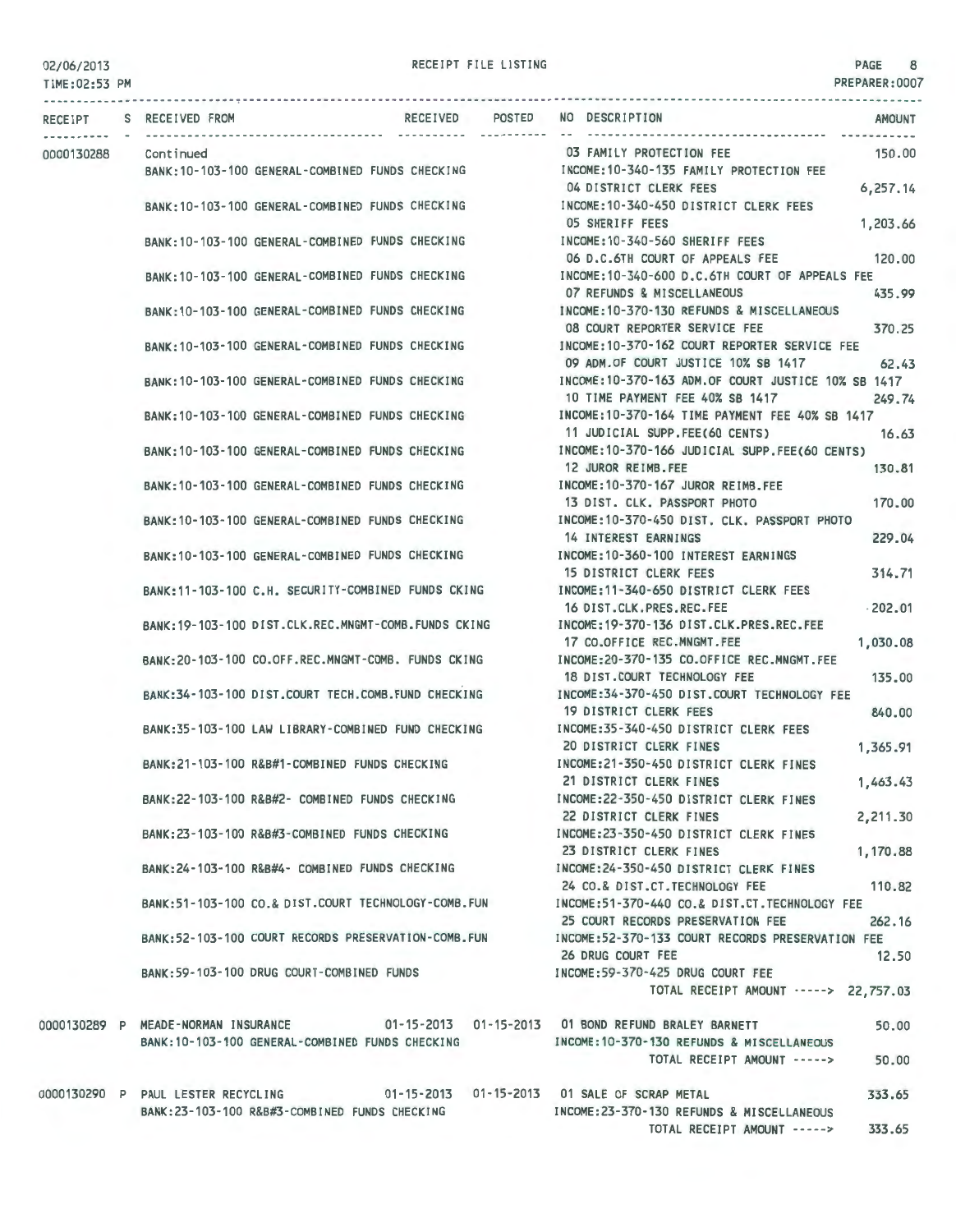02/06/2013 RECEIPT FILE LISTING PAGE 8
TIME:02:53 PM PREPARER:0007

| RECEIPT | S | RECEIVED FROM | RECEIVED | POSTED | NO | DESCRIPTION | AMOUNT |
|---|---|---|---|---|---|---|---|
| 0000130288 | | Continued | | | 03 | FAMILY PROTECTION FEE | 150.00 |
| | | BANK:10-103-100 GENERAL-COMBINED FUNDS CHECKING | | | | INCOME:10-340-135 FAMILY PROTECTION FEE | |
| | | | | | 04 | DISTRICT CLERK FEES | 6,257.14 |
| | | BANK:10-103-100 GENERAL-COMBINED FUNDS CHECKING | | | | INCOME:10-340-450 DISTRICT CLERK FEES | |
| | | | | | 05 | SHERIFF FEES | 1,203.66 |
| | | BANK:10-103-100 GENERAL-COMBINED FUNDS CHECKING | | | | INCOME:10-340-560 SHERIFF FEES | |
| | | | | | 06 | D.C.6TH COURT OF APPEALS FEE | 120.00 |
| | | BANK:10-103-100 GENERAL-COMBINED FUNDS CHECKING | | | | INCOME:10-340-600 D.C.6TH COURT OF APPEALS FEE | |
| | | | | | 07 | REFUNDS & MISCELLANEOUS | 435.99 |
| | | BANK:10-103-100 GENERAL-COMBINED FUNDS CHECKING | | | | INCOME:10-370-130 REFUNDS & MISCELLANEOUS | |
| | | | | | 08 | COURT REPORTER SERVICE FEE | 370.25 |
| | | BANK:10-103-100 GENERAL-COMBINED FUNDS CHECKING | | | | INCOME:10-370-162 COURT REPORTER SERVICE FEE | |
| | | | | | 09 | ADM.OF COURT JUSTICE 10% SB 1417 | 62.43 |
| | | BANK:10-103-100 GENERAL-COMBINED FUNDS CHECKING | | | | INCOME:10-370-163 ADM.OF COURT JUSTICE 10% SB 1417 | |
| | | | | | 10 | TIME PAYMENT FEE 40% SB 1417 | 249.74 |
| | | BANK:10-103-100 GENERAL-COMBINED FUNDS CHECKING | | | | INCOME:10-370-164 TIME PAYMENT FEE 40% SB 1417 | |
| | | | | | 11 | JUDICIAL SUPP.FEE(60 CENTS) | 16.63 |
| | | BANK:10-103-100 GENERAL-COMBINED FUNDS CHECKING | | | | INCOME:10-370-166 JUDICIAL SUPP.FEE(60 CENTS) | |
| | | | | | 12 | JUROR REIMB.FEE | 130.81 |
| | | BANK:10-103-100 GENERAL-COMBINED FUNDS CHECKING | | | | INCOME:10-370-167 JUROR REIMB.FEE | |
| | | | | | 13 | DIST. CLK. PASSPORT PHOTO | 170.00 |
| | | BANK:10-103-100 GENERAL-COMBINED FUNDS CHECKING | | | | INCOME:10-370-450 DIST. CLK. PASSPORT PHOTO | |
| | | | | | 14 | INTEREST EARNINGS | 229.04 |
| | | BANK:10-103-100 GENERAL-COMBINED FUNDS CHECKING | | | | INCOME:10-360-100 INTEREST EARNINGS | |
| | | | | | 15 | DISTRICT CLERK FEES | 314.71 |
| | | BANK:11-103-100 C.H. SECURITY-COMBINED FUNDS CKING | | | | INCOME:11-340-650 DISTRICT CLERK FEES | |
| | | | | | 16 | DIST.CLK.PRES.REC.FEE | 202.01 |
| | | BANK:19-103-100 DIST.CLK.REC.MNGMT-COMB.FUNDS CKING | | | | INCOME:19-370-136 DIST.CLK.PRES.REC.FEE | |
| | | | | | 17 | CO.OFFICE REC.MNGMT.FEE | 1,030.08 |
| | | BANK:20-103-100 CO.OFF.REC.MNGMT-COMB. FUNDS CKING | | | | INCOME:20-370-135 CO.OFFICE REC.MNGMT.FEE | |
| | | | | | 18 | DIST.COURT TECHNOLOGY FEE | 135.00 |
| | | BANK:34-103-100 DIST.COURT TECH.COMB.FUND CHECKING | | | | INCOME:34-370-450 DIST.COURT TECHNOLOGY FEE | |
| | | | | | 19 | DISTRICT CLERK FEES | 840.00 |
| | | BANK:35-103-100 LAW LIBRARY-COMBINED FUND CHECKING | | | | INCOME:35-340-450 DISTRICT CLERK FEES | |
| | | | | | 20 | DISTRICT CLERK FINES | 1,365.91 |
| | | BANK:21-103-100 R&B#1-COMBINED FUNDS CHECKING | | | | INCOME:21-350-450 DISTRICT CLERK FINES | |
| | | | | | 21 | DISTRICT CLERK FINES | 1,463.43 |
| | | BANK:22-103-100 R&B#2- COMBINED FUNDS CHECKING | | | | INCOME:22-350-450 DISTRICT CLERK FINES | |
| | | | | | 22 | DISTRICT CLERK FINES | 2,211.30 |
| | | BANK:23-103-100 R&B#3-COMBINED FUNDS CHECKING | | | | INCOME:23-350-450 DISTRICT CLERK FINES | |
| | | | | | 23 | DISTRICT CLERK FINES | 1,170.88 |
| | | BANK:24-103-100 R&B#4- COMBINED FUNDS CHECKING | | | | INCOME:24-350-450 DISTRICT CLERK FINES | |
| | | | | | 24 | CO.& DIST.CT.TECHNOLOGY FEE | 110.82 |
| | | BANK:51-103-100 CO.& DIST.COURT TECHNOLOGY-COMB.FUN | | | | INCOME:51-370-440 CO.& DIST.CT.TECHNOLOGY FEE | |
| | | | | | 25 | COURT RECORDS PRESERVATION FEE | 262.16 |
| | | BANK:52-103-100 COURT RECORDS PRESERVATION-COMB.FUN | | | | INCOME:52-370-133 COURT RECORDS PRESERVATION FEE | |
| | | | | | 26 | DRUG COURT FEE | 12.50 |
| | | BANK:59-103-100 DRUG COURT-COMBINED FUNDS | | | | INCOME:59-370-425 DRUG COURT FEE | |
| | | | | | | TOTAL RECEIPT AMOUNT -----> | 22,757.03 |
| 0000130289 | P | MEADE-NORMAN INSURANCE | 01-15-2013 | 01-15-2013 | 01 | BOND REFUND BRALEY BARNETT | 50.00 |
| | | BANK:10-103-100 GENERAL-COMBINED FUNDS CHECKING | | | | INCOME:10-370-130 REFUNDS & MISCELLANEOUS | |
| | | | | | | TOTAL RECEIPT AMOUNT -----> | 50.00 |
| 0000130290 | P | PAUL LESTER RECYCLING | 01-15-2013 | 01-15-2013 | 01 | SALE OF SCRAP METAL | 333.65 |
| | | BANK:23-103-100 R&B#3-COMBINED FUNDS CHECKING | | | | INCOME:23-370-130 REFUNDS & MISCELLANEOUS | |
| | | | | | | TOTAL RECEIPT AMOUNT -----> | 333.65 |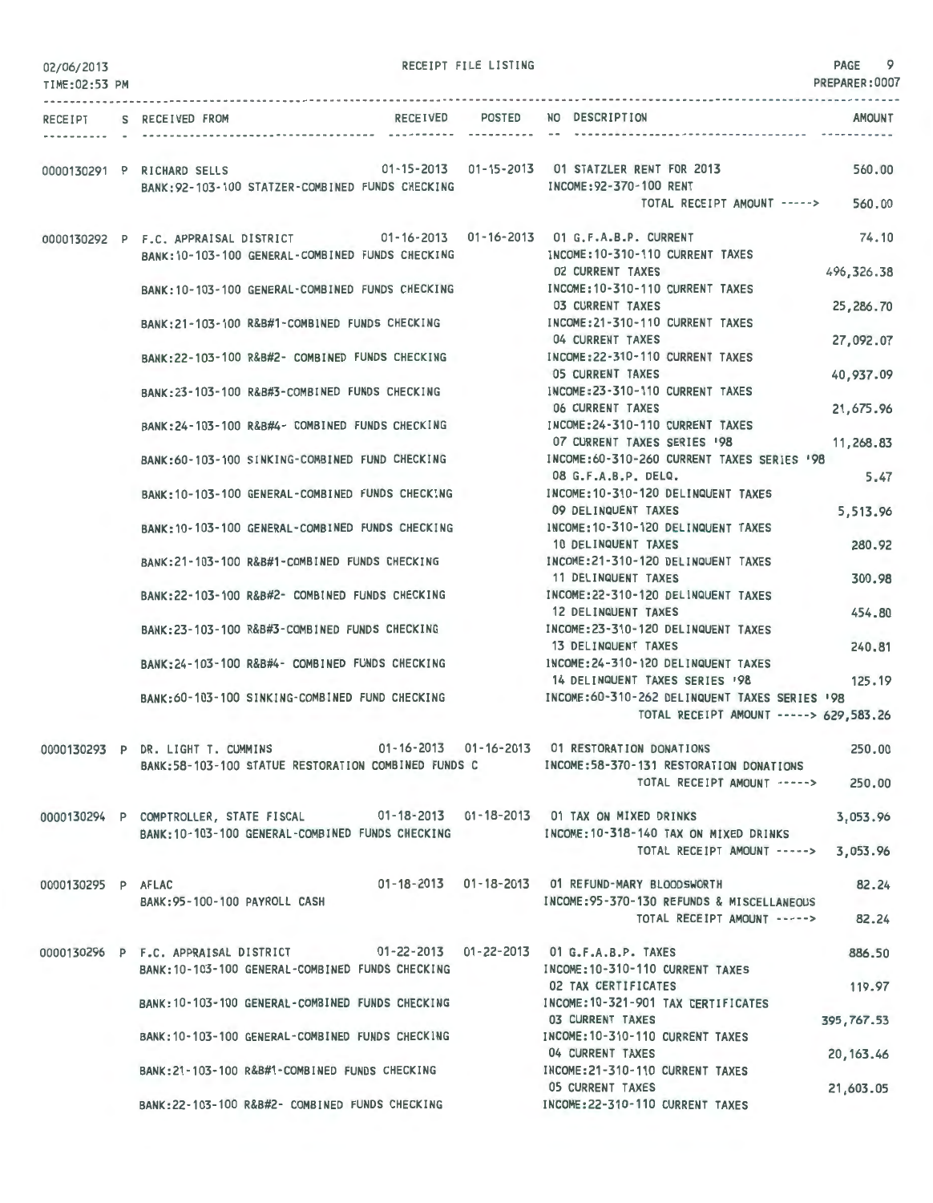02/06/2013
TIME:02:53 PM

RECEIPT FILE LISTING

PREPARER:0007

| RECEIPT | S | RECEIVED FROM | RECEIVED | POSTED | NO | DESCRIPTION | AMOUNT |
|---|---|---|---|---|---|---|---|
| 0000130291 | P | RICHARD SELLS | 01-15-2013 | 01-15-2013 | 01 | STATZLER RENT FOR 2013 | 560.00 |
| | | BANK:92-103-100 STATZER-COMBINED FUNDS CHECKING | | | | INCOME:92-370-100 RENT | |
| | | | | | | TOTAL RECEIPT AMOUNT -----> | 560.00 |
| 0000130292 | P | F.C. APPRAISAL DISTRICT | 01-16-2013 | 01-16-2013 | 01 | G.F.A.B.P. CURRENT | 74.10 |
| | | BANK:10-103-100 GENERAL-COMBINED FUNDS CHECKING | | | | INCOME:10-310-110 CURRENT TAXES | |
| | | | | | 02 | CURRENT TAXES | 496,326.38 |
| | | BANK:10-103-100 GENERAL-COMBINED FUNDS CHECKING | | | | INCOME:10-310-110 CURRENT TAXES | |
| | | | | | 03 | CURRENT TAXES | 25,286.70 |
| | | BANK:21-103-100 R&B#1-COMBINED FUNDS CHECKING | | | | INCOME:21-310-110 CURRENT TAXES | |
| | | | | | 04 | CURRENT TAXES | 27,092.07 |
| | | BANK:22-103-100 R&B#2- COMBINED FUNDS CHECKING | | | | INCOME:22-310-110 CURRENT TAXES | |
| | | | | | 05 | CURRENT TAXES | 40,937.09 |
| | | BANK:23-103-100 R&B#3-COMBINED FUNDS CHECKING | | | | INCOME:23-310-110 CURRENT TAXES | |
| | | | | | 06 | CURRENT TAXES | 21,675.96 |
| | | BANK:24-103-100 R&B#4- COMBINED FUNDS CHECKING | | | | INCOME:24-310-110 CURRENT TAXES | |
| | | | | | 07 | CURRENT TAXES SERIES '98 | 11,268.83 |
| | | BANK:60-103-100 SINKING-COMBINED FUND CHECKING | | | | INCOME:60-310-260 CURRENT TAXES SERIES '98 | |
| | | | | | 08 | G.F.A.B.P. DELQ. | 5.47 |
| | | BANK:10-103-100 GENERAL-COMBINED FUNDS CHECKING | | | | INCOME:10-310-120 DELINQUENT TAXES | |
| | | | | | 09 | DELINQUENT TAXES | 5,513.96 |
| | | BANK:10-103-100 GENERAL-COMBINED FUNDS CHECKING | | | | INCOME:10-310-120 DELINQUENT TAXES | |
| | | | | | 10 | DELINQUENT TAXES | 280.92 |
| | | BANK:21-103-100 R&B#1-COMBINED FUNDS CHECKING | | | | INCOME:21-310-120 DELINQUENT TAXES | |
| | | | | | 11 | DELINQUENT TAXES | 300.98 |
| | | BANK:22-103-100 R&B#2- COMBINED FUNDS CHECKING | | | | INCOME:22-310-120 DELINQUENT TAXES | |
| | | | | | 12 | DELINQUENT TAXES | 454.80 |
| | | BANK:23-103-100 R&B#3-COMBINED FUNDS CHECKING | | | | INCOME:23-310-120 DELINQUENT TAXES | |
| | | | | | 13 | DELINQUENT TAXES | 240.81 |
| | | BANK:24-103-100 R&B#4- COMBINED FUNDS CHECKING | | | | INCOME:24-310-120 DELINQUENT TAXES | |
| | | | | | 14 | DELINQUENT TAXES SERIES '98 | 125.19 |
| | | BANK:60-103-100 SINKING-COMBINED FUND CHECKING | | | | INCOME:60-310-262 DELINQUENT TAXES SERIES '98 | |
| | | | | | | TOTAL RECEIPT AMOUNT -----> | 629,583.26 |
| 0000130293 | P | DR. LIGHT T. CUMMINS | 01-16-2013 | 01-16-2013 | 01 | RESTORATION DONATIONS | 250.00 |
| | | BANK:58-103-100 STATUE RESTORATION COMBINED FUNDS C | | | | INCOME:58-370-131 RESTORATION DONATIONS | |
| | | | | | | TOTAL RECEIPT AMOUNT -----> | 250.00 |
| 0000130294 | P | COMPTROLLER, STATE FISCAL | 01-18-2013 | 01-18-2013 | 01 | TAX ON MIXED DRINKS | 3,053.96 |
| | | BANK:10-103-100 GENERAL-COMBINED FUNDS CHECKING | | | | INCOME:10-318-140 TAX ON MIXED DRINKS | |
| | | | | | | TOTAL RECEIPT AMOUNT -----> | 3,053.96 |
| 0000130295 | P | AFLAC | 01-18-2013 | 01-18-2013 | 01 | REFUND-MARY BLOODSWORTH | 82.24 |
| | | BANK:95-100-100 PAYROLL CASH | | | | INCOME:95-370-130 REFUNDS & MISCELLANEOUS | |
| | | | | | | TOTAL RECEIPT AMOUNT -----> | 82.24 |
| 0000130296 | P | F.C. APPRAISAL DISTRICT | 01-22-2013 | 01-22-2013 | 01 | G.F.A.B.P. TAXES | 886.50 |
| | | BANK:10-103-100 GENERAL-COMBINED FUNDS CHECKING | | | | INCOME:10-310-110 CURRENT TAXES | |
| | | | | | 02 | TAX CERTIFICATES | 119.97 |
| | | BANK:10-103-100 GENERAL-COMBINED FUNDS CHECKING | | | | INCOME:10-321-901 TAX CERTIFICATES | |
| | | | | | 03 | CURRENT TAXES | 395,767.53 |
| | | BANK:10-103-100 GENERAL-COMBINED FUNDS CHECKING | | | | INCOME:10-310-110 CURRENT TAXES | |
| | | | | | 04 | CURRENT TAXES | 20,163.46 |
| | | BANK:21-103-100 R&B#1-COMBINED FUNDS CHECKING | | | | INCOME:21-310-110 CURRENT TAXES | |
| | | | | | 05 | CURRENT TAXES | 21,603.05 |
| | | BANK:22-103-100 R&B#2- COMBINED FUNDS CHECKING | | | | INCOME:22-310-110 CURRENT TAXES | |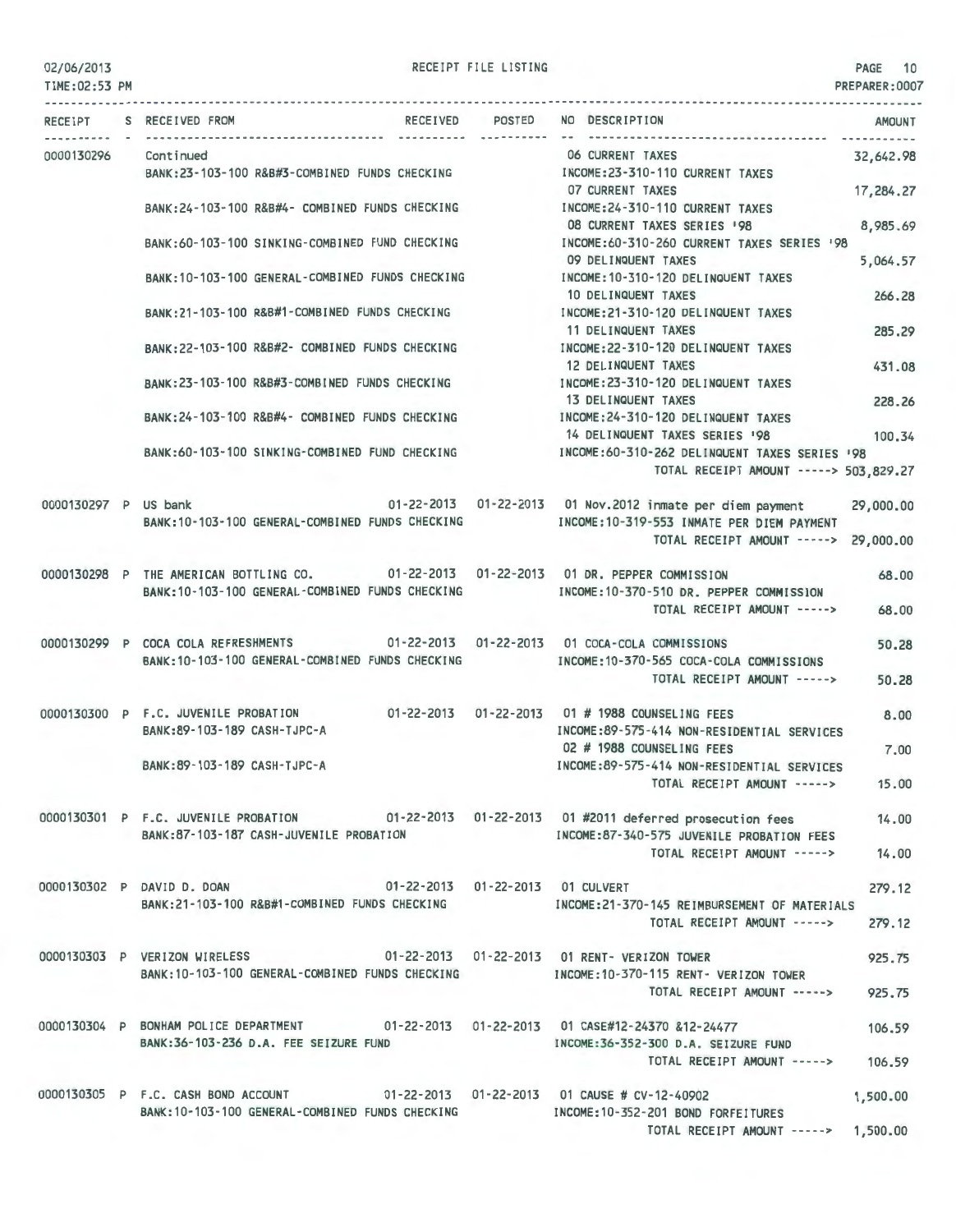02/06/2013 RECEIPT FILE LISTING PAGE 10
TIME:02:53 PM PREPARER:0007

| RECEIPT | S | RECEIVED FROM | RECEIVED | POSTED | NO DESCRIPTION | AMOUNT |
|---|---|---|---|---|---|---|
| 0000130296 | | Continued | | | 06 CURRENT TAXES | 32,642.98 |
| | | BANK:23-103-100 R&B#3-COMBINED FUNDS CHECKING | | | INCOME:23-310-110 CURRENT TAXES | |
| | | | | | 07 CURRENT TAXES | 17,284.27 |
| | | BANK:24-103-100 R&B#4- COMBINED FUNDS CHECKING | | | INCOME:24-310-110 CURRENT TAXES | |
| | | | | | 08 CURRENT TAXES SERIES '98 | 8,985.69 |
| | | BANK:60-103-100 SINKING-COMBINED FUND CHECKING | | | INCOME:60-310-260 CURRENT TAXES SERIES '98 | |
| | | | | | 09 DELINQUENT TAXES | 5,064.57 |
| | | BANK:10-103-100 GENERAL-COMBINED FUNDS CHECKING | | | INCOME:10-310-120 DELINQUENT TAXES | |
| | | | | | 10 DELINQUENT TAXES | 266.28 |
| | | BANK:21-103-100 R&B#1-COMBINED FUNDS CHECKING | | | INCOME:21-310-120 DELINQUENT TAXES | |
| | | | | | 11 DELINQUENT TAXES | 285.29 |
| | | BANK:22-103-100 R&B#2- COMBINED FUNDS CHECKING | | | INCOME:22-310-120 DELINQUENT TAXES | |
| | | | | | 12 DELINQUENT TAXES | 431.08 |
| | | BANK:23-103-100 R&B#3-COMBINED FUNDS CHECKING | | | INCOME:23-310-120 DELINQUENT TAXES | |
| | | | | | 13 DELINQUENT TAXES | 228.26 |
| | | BANK:24-103-100 R&B#4- COMBINED FUNDS CHECKING | | | INCOME:24-310-120 DELINQUENT TAXES | |
| | | | | | 14 DELINQUENT TAXES SERIES '98 | 100.34 |
| | | BANK:60-103-100 SINKING-COMBINED FUND CHECKING | | | INCOME:60-310-262 DELINQUENT TAXES SERIES '98 | |
| | | | | | TOTAL RECEIPT AMOUNT -----> | 503,829.27 |
| 0000130297 | P | US bank | 01-22-2013 | 01-22-2013 | 01 Nov.2012 inmate per diem payment | 29,000.00 |
| | | BANK:10-103-100 GENERAL-COMBINED FUNDS CHECKING | | | INCOME:10-319-553 INMATE PER DIEM PAYMENT | |
| | | | | | TOTAL RECEIPT AMOUNT -----> | 29,000.00 |
| 0000130298 | P | THE AMERICAN BOTTLING CO. | 01-22-2013 | 01-22-2013 | 01 DR. PEPPER COMMISSION | 68.00 |
| | | BANK:10-103-100 GENERAL-COMBINED FUNDS CHECKING | | | INCOME:10-370-510 DR. PEPPER COMMISSION | |
| | | | | | TOTAL RECEIPT AMOUNT -----> | 68.00 |
| 0000130299 | P | COCA COLA REFRESHMENTS | 01-22-2013 | 01-22-2013 | 01 COCA-COLA COMMISSIONS | 50.28 |
| | | BANK:10-103-100 GENERAL-COMBINED FUNDS CHECKING | | | INCOME:10-370-565 COCA-COLA COMMISSIONS | |
| | | | | | TOTAL RECEIPT AMOUNT -----> | 50.28 |
| 0000130300 | P | F.C. JUVENILE PROBATION | 01-22-2013 | 01-22-2013 | 01 # 1988 COUNSELING FEES | 8.00 |
| | | BANK:89-103-189 CASH-TJPC-A | | | INCOME:89-575-414 NON-RESIDENTIAL SERVICES | |
| | | | | | 02 # 1988 COUNSELING FEES | 7.00 |
| | | BANK:89-103-189 CASH-TJPC-A | | | INCOME:89-575-414 NON-RESIDENTIAL SERVICES | |
| | | | | | TOTAL RECEIPT AMOUNT -----> | 15.00 |
| 0000130301 | P | F.C. JUVENILE PROBATION | 01-22-2013 | 01-22-2013 | 01 #2011 deferred prosecution fees | 14.00 |
| | | BANK:87-103-187 CASH-JUVENILE PROBATION | | | INCOME:87-340-575 JUVENILE PROBATION FEES | |
| | | | | | TOTAL RECEIPT AMOUNT -----> | 14.00 |
| 0000130302 | P | DAVID D. DOAN | 01-22-2013 | 01-22-2013 | 01 CULVERT | 279.12 |
| | | BANK:21-103-100 R&B#1-COMBINED FUNDS CHECKING | | | INCOME:21-370-145 REIMBURSEMENT OF MATERIALS | |
| | | | | | TOTAL RECEIPT AMOUNT -----> | 279.12 |
| 0000130303 | P | VERIZON WIRELESS | 01-22-2013 | 01-22-2013 | 01 RENT- VERIZON TOWER | 925.75 |
| | | BANK:10-103-100 GENERAL-COMBINED FUNDS CHECKING | | | INCOME:10-370-115 RENT- VERIZON TOWER | |
| | | | | | TOTAL RECEIPT AMOUNT -----> | 925.75 |
| 0000130304 | P | BONHAM POLICE DEPARTMENT | 01-22-2013 | 01-22-2013 | 01 CASE#12-24370 &12-24477 | 106.59 |
| | | BANK:36-103-236 D.A. FEE SEIZURE FUND | | | INCOME:36-352-300 D.A. SEIZURE FUND | |
| | | | | | TOTAL RECEIPT AMOUNT -----> | 106.59 |
| 0000130305 | P | F.C. CASH BOND ACCOUNT | 01-22-2013 | 01-22-2013 | 01 CAUSE # CV-12-40902 | 1,500.00 |
| | | BANK:10-103-100 GENERAL-COMBINED FUNDS CHECKING | | | INCOME:10-352-201 BOND FORFEITURES | |
| | | | | | TOTAL RECEIPT AMOUNT -----> | 1,500.00 |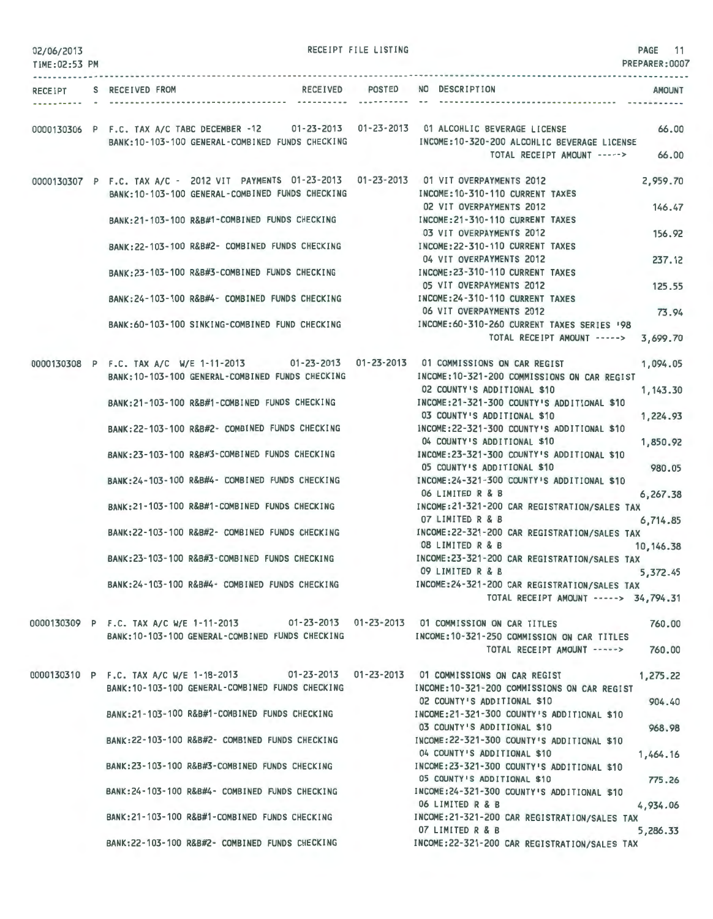RECEIPT FILE LISTING

02/06/2013
TIME:02:53 PM

PAGE 11
PREPARER:0007

| RECEIPT | S | RECEIVED FROM | RECEIVED | POSTED | NO | DESCRIPTION | AMOUNT |
|---|---|---|---|---|---|---|---|
| 0000130306 | P | F.C. TAX A/C TABC DECEMBER -12 | 01-23-2013 | 01-23-2013 | 01 | ALCOHLIC BEVERAGE LICENSE | 66.00 |
| | | BANK:10-103-100 GENERAL-COMBINED FUNDS CHECKING | | | | INCOME:10-320-200 ALCOHLIC BEVERAGE LICENSE | |
| | | | | | | TOTAL RECEIPT AMOUNT -----> | 66.00 |
| 0000130307 | P | F.C. TAX A/C - 2012 VIT PAYMENTS | 01-23-2013 | 01-23-2013 | 01 | VIT OVERPAYMENTS 2012 | 2,959.70 |
| | | BANK:10-103-100 GENERAL-COMBINED FUNDS CHECKING | | | | INCOME:10-310-110 CURRENT TAXES | |
| | | | | | 02 | VIT OVERPAYMENTS 2012 | 146.47 |
| | | BANK:21-103-100 R&B#1-COMBINED FUNDS CHECKING | | | | INCOME:21-310-110 CURRENT TAXES | |
| | | | | | 03 | VIT OVERPAYMENTS 2012 | 156.92 |
| | | BANK:22-103-100 R&B#2- COMBINED FUNDS CHECKING | | | | INCOME:22-310-110 CURRENT TAXES | |
| | | | | | 04 | VIT OVERPAYMENTS 2012 | 237.12 |
| | | BANK:23-103-100 R&B#3-COMBINED FUNDS CHECKING | | | | INCOME:23-310-110 CURRENT TAXES | |
| | | | | | 05 | VIT OVERPAYMENTS 2012 | 125.55 |
| | | BANK:24-103-100 R&B#4- COMBINED FUNDS CHECKING | | | | INCOME:24-310-110 CURRENT TAXES | |
| | | | | | 06 | VIT OVERPAYMENTS 2012 | 73.94 |
| | | BANK:60-103-100 SINKING-COMBINED FUND CHECKING | | | | INCOME:60-310-260 CURRENT TAXES SERIES '98 | |
| | | | | | | TOTAL RECEIPT AMOUNT -----> | 3,699.70 |
| 0000130308 | P | F.C. TAX A/C W/E 1-11-2013 | 01-23-2013 | 01-23-2013 | 01 | COMMISSIONS ON CAR REGIST | 1,094.05 |
| | | BANK:10-103-100 GENERAL-COMBINED FUNDS CHECKING | | | | INCOME:10-321-200 COMMISSIONS ON CAR REGIST | |
| | | | | | 02 | COUNTY'S ADDITIONAL $10 | 1,143.30 |
| | | BANK:21-103-100 R&B#1-COMBINED FUNDS CHECKING | | | | INCOME:21-321-300 COUNTY'S ADDITIONAL $10 | |
| | | | | | 03 | COUNTY'S ADDITIONAL $10 | 1,224.93 |
| | | BANK:22-103-100 R&B#2- COMBINED FUNDS CHECKING | | | | INCOME:22-321-300 COUNTY'S ADDITIONAL $10 | |
| | | | | | 04 | COUNTY'S ADDITIONAL $10 | 1,850.92 |
| | | BANK:23-103-100 R&B#3-COMBINED FUNDS CHECKING | | | | INCOME:23-321-300 COUNTY'S ADDITIONAL $10 | |
| | | | | | 05 | COUNTY'S ADDITIONAL $10 | 980.05 |
| | | BANK:24-103-100 R&B#4- COMBINED FUNDS CHECKING | | | | INCOME:24-321-300 COUNTY'S ADDITIONAL $10 | |
| | | | | | 06 | LIMITED R & B | 6,267.38 |
| | | BANK:21-103-100 R&B#1-COMBINED FUNDS CHECKING | | | | INCOME:21-321-200 CAR REGISTRATION/SALES TAX | |
| | | | | | 07 | LIMITED R & B | 6,714.85 |
| | | BANK:22-103-100 R&B#2- COMBINED FUNDS CHECKING | | | | INCOME:22-321-200 CAR REGISTRATION/SALES TAX | |
| | | | | | 08 | LIMITED R & B | 10,146.38 |
| | | BANK:23-103-100 R&B#3-COMBINED FUNDS CHECKING | | | | INCOME:23-321-200 CAR REGISTRATION/SALES TAX | |
| | | | | | 09 | LIMITED R & B | 5,372.45 |
| | | BANK:24-103-100 R&B#4- COMBINED FUNDS CHECKING | | | | INCOME:24-321-200 CAR REGISTRATION/SALES TAX | |
| | | | | | | TOTAL RECEIPT AMOUNT -----> | 34,794.31 |
| 0000130309 | P | F.C. TAX A/C W/E 1-11-2013 | 01-23-2013 | 01-23-2013 | 01 | COMMISSION ON CAR TITLES | 760.00 |
| | | BANK:10-103-100 GENERAL-COMBINED FUNDS CHECKING | | | | INCOME:10-321-250 COMMISSION ON CAR TITLES | |
| | | | | | | TOTAL RECEIPT AMOUNT -----> | 760.00 |
| 0000130310 | P | F.C. TAX A/C W/E 1-18-2013 | 01-23-2013 | 01-23-2013 | 01 | COMMISSIONS ON CAR REGIST | 1,275.22 |
| | | BANK:10-103-100 GENERAL-COMBINED FUNDS CHECKING | | | | INCOME:10-321-200 COMMISSIONS ON CAR REGIST | |
| | | | | | 02 | COUNTY'S ADDITIONAL $10 | 904.40 |
| | | BANK:21-103-100 R&B#1-COMBINED FUNDS CHECKING | | | | INCOME:21-321-300 COUNTY'S ADDITIONAL $10 | |
| | | | | | 03 | COUNTY'S ADDITIONAL $10 | 968.98 |
| | | BANK:22-103-100 R&B#2- COMBINED FUNDS CHECKING | | | | INCOME:22-321-300 COUNTY'S ADDITIONAL $10 | |
| | | | | | 04 | COUNTY'S ADDITIONAL $10 | 1,464.16 |
| | | BANK:23-103-100 R&B#3-COMBINED FUNDS CHECKING | | | | INCOME:23-321-300 COUNTY'S ADDITIONAL $10 | |
| | | | | | 05 | COUNTY'S ADDITIONAL $10 | 775.26 |
| | | BANK:24-103-100 R&B#4- COMBINED FUNDS CHECKING | | | | INCOME:24-321-300 COUNTY'S ADDITIONAL $10 | |
| | | | | | 06 | LIMITED R & B | 4,934.06 |
| | | BANK:21-103-100 R&B#1-COMBINED FUNDS CHECKING | | | | INCOME:21-321-200 CAR REGISTRATION/SALES TAX | |
| | | | | | 07 | LIMITED R & B | 5,286.33 |
| | | BANK:22-103-100 R&B#2- COMBINED FUNDS CHECKING | | | | INCOME:22-321-200 CAR REGISTRATION/SALES TAX | |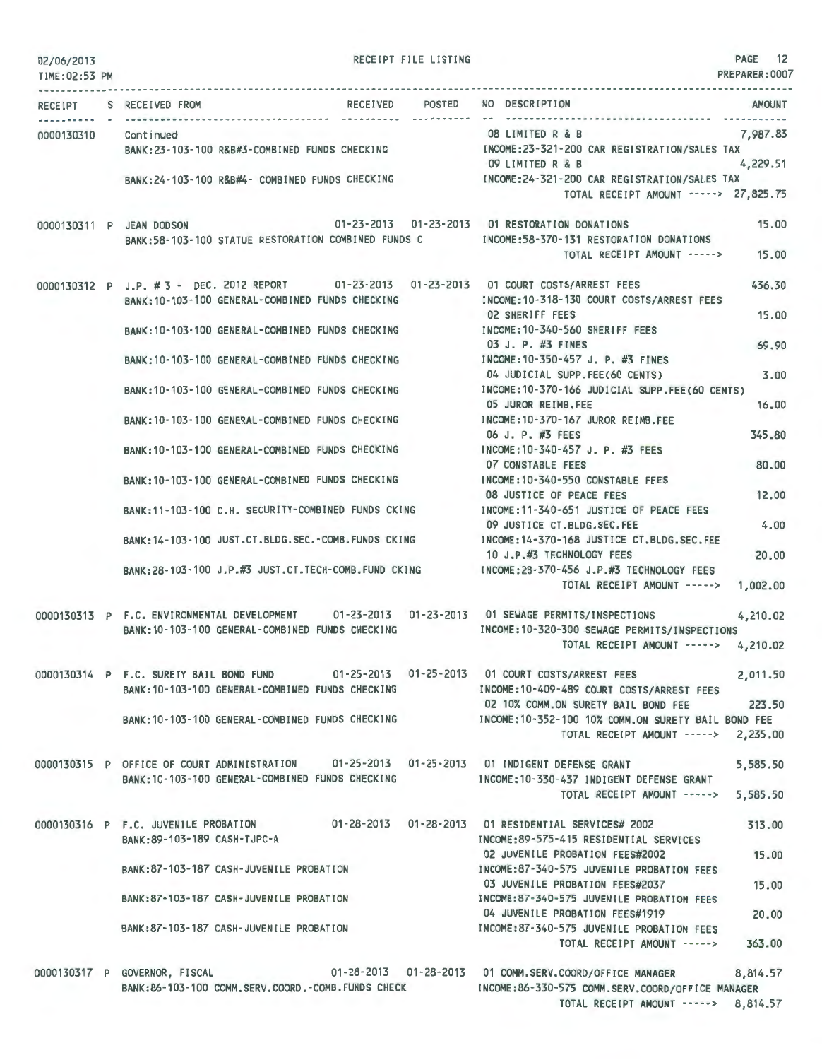RECEIPT FILE LISTING

| RECEIPT | S | RECEIVED FROM | RECEIVED | POSTED | NO | DESCRIPTION | AMOUNT |
|---|---|---|---|---|---|---|---|
| 0000130310 | | Continued | | | 08 | LIMITED R & B | 7,987.83 |
| | | BANK:23-103-100 R&B#3-COMBINED FUNDS CHECKING | | | | INCOME:23-321-200 CAR REGISTRATION/SALES TAX | |
| | | | | | 09 | LIMITED R & B | 4,229.51 |
| | | BANK:24-103-100 R&B#4- COMBINED FUNDS CHECKING | | | | INCOME:24-321-200 CAR REGISTRATION/SALES TAX | |
| | | | | | | TOTAL RECEIPT AMOUNT -----> | 27,825.75 |
| 0000130311 | P | JEAN DODSON | 01-23-2013 | 01-23-2013 | 01 | RESTORATION DONATIONS | 15.00 |
| | | BANK:58-103-100 STATUE RESTORATION COMBINED FUNDS C | | | | INCOME:58-370-131 RESTORATION DONATIONS | |
| | | | | | | TOTAL RECEIPT AMOUNT -----> | 15.00 |
| 0000130312 | P | J.P. # 3 - DEC. 2012 REPORT | 01-23-2013 | 01-23-2013 | 01 | COURT COSTS/ARREST FEES | 436.30 |
| | | BANK:10-103-100 GENERAL-COMBINED FUNDS CHECKING | | | | INCOME:10-318-130 COURT COSTS/ARREST FEES | |
| | | | | | 02 | SHERIFF FEES | 15.00 |
| | | BANK:10-103-100 GENERAL-COMBINED FUNDS CHECKING | | | | INCOME:10-340-560 SHERIFF FEES | |
| | | | | | 03 | J. P. #3 FINES | 69.90 |
| | | BANK:10-103-100 GENERAL-COMBINED FUNDS CHECKING | | | | INCOME:10-350-457 J. P. #3 FINES | |
| | | | | | 04 | JUDICIAL SUPP.FEE(60 CENTS) | 3.00 |
| | | BANK:10-103-100 GENERAL-COMBINED FUNDS CHECKING | | | | INCOME:10-370-166 JUDICIAL SUPP.FEE(60 CENTS) | |
| | | | | | 05 | JUROR REIMB.FEE | 16.00 |
| | | BANK:10-103-100 GENERAL-COMBINED FUNDS CHECKING | | | | INCOME:10-370-167 JUROR REIMB.FEE | |
| | | | | | 06 | J. P. #3 FEES | 345.80 |
| | | BANK:10-103-100 GENERAL-COMBINED FUNDS CHECKING | | | | INCOME:10-340-457 J. P. #3 FEES | |
| | | | | | 07 | CONSTABLE FEES | 80.00 |
| | | BANK:10-103-100 GENERAL-COMBINED FUNDS CHECKING | | | | INCOME:10-340-550 CONSTABLE FEES | |
| | | | | | 08 | JUSTICE OF PEACE FEES | 12.00 |
| | | BANK:11-103-100 C.H. SECURITY-COMBINED FUNDS CKING | | | | INCOME:11-340-651 JUSTICE OF PEACE FEES | |
| | | | | | 09 | JUSTICE CT.BLDG.SEC.FEE | 4.00 |
| | | BANK:14-103-100 JUST.CT.BLDG.SEC.-COMB.FUNDS CKING | | | | INCOME:14-370-168 JUSTICE CT.BLDG.SEC.FEE | |
| | | | | | 10 | J.P.#3 TECHNOLOGY FEES | 20.00 |
| | | BANK:28-103-100 J.P.#3 JUST.CT.TECH-COMB.FUND CKING | | | | INCOME:28-370-456 J.P.#3 TECHNOLOGY FEES | |
| | | | | | | TOTAL RECEIPT AMOUNT -----> | 1,002.00 |
| 0000130313 | P | F.C. ENVIRONMENTAL DEVELOPMENT | 01-23-2013 | 01-23-2013 | 01 | SEWAGE PERMITS/INSPECTIONS | 4,210.02 |
| | | BANK:10-103-100 GENERAL-COMBINED FUNDS CHECKING | | | | INCOME:10-320-300 SEWAGE PERMITS/INSPECTIONS | |
| | | | | | | TOTAL RECEIPT AMOUNT -----> | 4,210.02 |
| 0000130314 | P | F.C. SURETY BAIL BOND FUND | 01-25-2013 | 01-25-2013 | 01 | COURT COSTS/ARREST FEES | 2,011.50 |
| | | BANK:10-103-100 GENERAL-COMBINED FUNDS CHECKING | | | | INCOME:10-409-489 COURT COSTS/ARREST FEES | |
| | | | | | 02 | 10% COMM.ON SURETY BAIL BOND FEE | 223.50 |
| | | BANK:10-103-100 GENERAL-COMBINED FUNDS CHECKING | | | | INCOME:10-352-100 10% COMM.ON SURETY BAIL BOND FEE | |
| | | | | | | TOTAL RECEIPT AMOUNT -----> | 2,235.00 |
| 0000130315 | P | OFFICE OF COURT ADMINISTRATION | 01-25-2013 | 01-25-2013 | 01 | INDIGENT DEFENSE GRANT | 5,585.50 |
| | | BANK:10-103-100 GENERAL-COMBINED FUNDS CHECKING | | | | INCOME:10-330-437 INDIGENT DEFENSE GRANT | |
| | | | | | | TOTAL RECEIPT AMOUNT -----> | 5,585.50 |
| 0000130316 | P | F.C. JUVENILE PROBATION | 01-28-2013 | 01-28-2013 | 01 | RESIDENTIAL SERVICES# 2002 | 313.00 |
| | | BANK:89-103-189 CASH-TJPC-A | | | | INCOME:89-575-415 RESIDENTIAL SERVICES | |
| | | | | | 02 | JUVENILE PROBATION FEES#2002 | 15.00 |
| | | BANK:87-103-187 CASH-JUVENILE PROBATION | | | | INCOME:87-340-575 JUVENILE PROBATION FEES | |
| | | | | | 03 | JUVENILE PROBATION FEES#2037 | 15.00 |
| | | BANK:87-103-187 CASH-JUVENILE PROBATION | | | | INCOME:87-340-575 JUVENILE PROBATION FEES | |
| | | | | | 04 | JUVENILE PROBATION FEES#1919 | 20.00 |
| | | BANK:87-103-187 CASH-JUVENILE PROBATION | | | | INCOME:87-340-575 JUVENILE PROBATION FEES | |
| | | | | | | TOTAL RECEIPT AMOUNT -----> | 363.00 |
| 0000130317 | P | GOVERNOR, FISCAL | 01-28-2013 | 01-28-2013 | 01 | COMM.SERV.COORD/OFFICE MANAGER | 8,814.57 |
| | | BANK:86-103-100 COMM.SERV.COORD.-COMB.FUNDS CHECK | | | | INCOME:86-330-575 COMM.SERV.COORD/OFFICE MANAGER | |
| | | | | | | TOTAL RECEIPT AMOUNT -----> | 8,814.57 |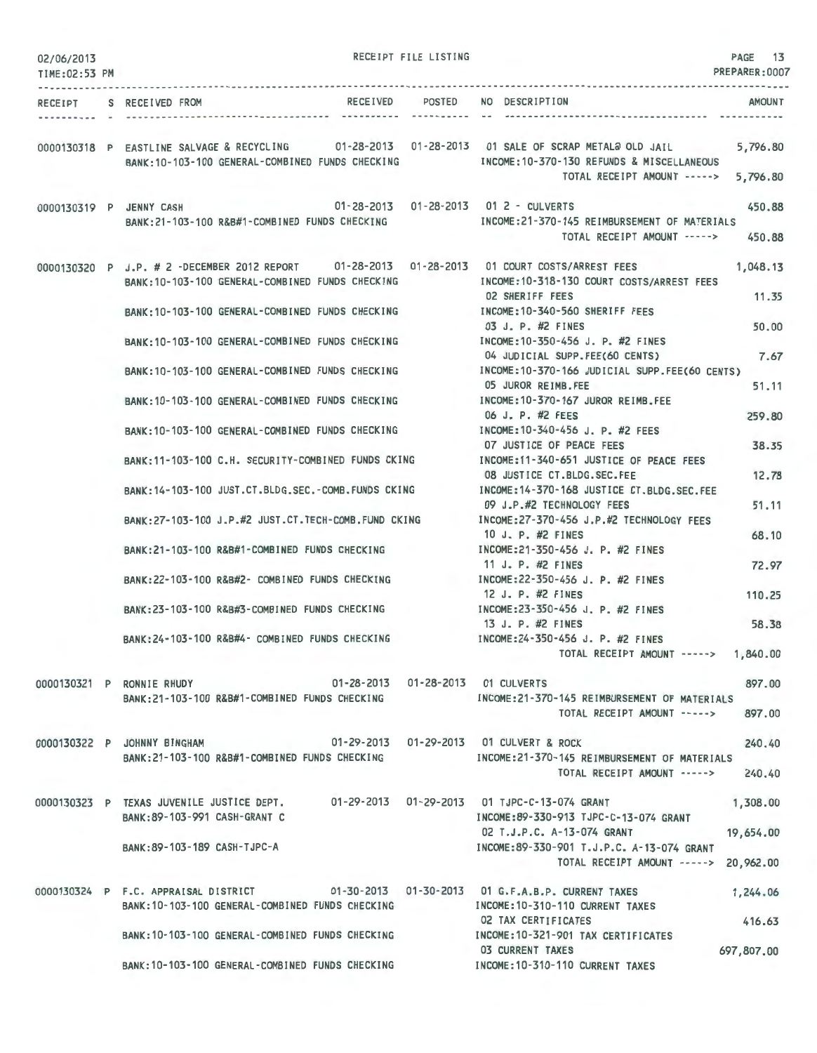RECEIPT FILE LISTING

| RECEIPT | S | RECEIVED FROM | RECEIVED | POSTED | NO | DESCRIPTION | AMOUNT |
|---|---|---|---|---|---|---|---|
| 0000130318 | P | EASTLINE SALVAGE & RECYCLING | 01-28-2013 | 01-28-2013 | 01 | SALE OF SCRAP METAL@ OLD JAIL | 5,796.80 |
| | | BANK:10-103-100 GENERAL-COMBINED FUNDS CHECKING | | | | INCOME:10-370-130 REFUNDS & MISCELLANEOUS | |
| | | | | | | TOTAL RECEIPT AMOUNT -----> | 5,796.80 |
| 0000130319 | P | JENNY CASH | 01-28-2013 | 01-28-2013 | 01 | 2 - CULVERTS | 450.88 |
| | | BANK:21-103-100 R&B#1-COMBINED FUNDS CHECKING | | | | INCOME:21-370-145 REIMBURSEMENT OF MATERIALS | |
| | | | | | | TOTAL RECEIPT AMOUNT -----> | 450.88 |
| 0000130320 | P | J.P. # 2 -DECEMBER 2012 REPORT | 01-28-2013 | 01-28-2013 | 01 | COURT COSTS/ARREST FEES | 1,048.13 |
| | | BANK:10-103-100 GENERAL-COMBINED FUNDS CHECKING | | | | INCOME:10-318-130 COURT COSTS/ARREST FEES | |
| | | | | | 02 | SHERIFF FEES | 11.35 |
| | | BANK:10-103-100 GENERAL-COMBINED FUNDS CHECKING | | | | INCOME:10-340-560 SHERIFF FEES | |
| | | | | | 03 | J. P. #2 FINES | 50.00 |
| | | BANK:10-103-100 GENERAL-COMBINED FUNDS CHECKING | | | | INCOME:10-350-456 J. P. #2 FINES | |
| | | | | | 04 | JUDICIAL SUPP.FEE(60 CENTS) | 7.67 |
| | | BANK:10-103-100 GENERAL-COMBINED FUNDS CHECKING | | | | INCOME:10-370-166 JUDICIAL SUPP.FEE(60 CENTS) | |
| | | | | | 05 | JUROR REIMB.FEE | 51.11 |
| | | BANK:10-103-100 GENERAL-COMBINED FUNDS CHECKING | | | | INCOME:10-370-167 JUROR REIMB.FEE | |
| | | | | | 06 | J. P. #2 FEES | 259.80 |
| | | BANK:10-103-100 GENERAL-COMBINED FUNDS CHECKING | | | | INCOME:10-340-456 J. P. #2 FEES | |
| | | | | | 07 | JUSTICE OF PEACE FEES | 38.35 |
| | | BANK:11-103-100 C.H. SECURITY-COMBINED FUNDS CKING | | | | INCOME:11-340-651 JUSTICE OF PEACE FEES | |
| | | | | | 08 | JUSTICE CT.BLDG.SEC.FEE | 12.78 |
| | | BANK:14-103-100 JUST.CT.BLDG.SEC.-COMB.FUNDS CKING | | | | INCOME:14-370-168 JUSTICE CT.BLDG.SEC.FEE | |
| | | | | | 09 | J.P.#2 TECHNOLOGY FEES | 51.11 |
| | | BANK:27-103-100 J.P.#2 JUST.CT.TECH-COMB.FUND CKING | | | | INCOME:27-370-456 J.P.#2 TECHNOLOGY FEES | |
| | | | | | 10 | J. P. #2 FINES | 68.10 |
| | | BANK:21-103-100 R&B#1-COMBINED FUNDS CHECKING | | | | INCOME:21-350-456 J. P. #2 FINES | |
| | | | | | 11 | J. P. #2 FINES | 72.97 |
| | | BANK:22-103-100 R&B#2- COMBINED FUNDS CHECKING | | | | INCOME:22-350-456 J. P. #2 FINES | |
| | | | | | 12 | J. P. #2 FINES | 110.25 |
| | | BANK:23-103-100 R&B#3-COMBINED FUNDS CHECKING | | | | INCOME:23-350-456 J. P. #2 FINES | |
| | | | | | 13 | J. P. #2 FINES | 58.38 |
| | | BANK:24-103-100 R&B#4- COMBINED FUNDS CHECKING | | | | INCOME:24-350-456 J. P. #2 FINES | |
| | | | | | | TOTAL RECEIPT AMOUNT -----> | 1,840.00 |
| 0000130321 | P | RONNIE RHUDY | 01-28-2013 | 01-28-2013 | 01 | CULVERTS | 897.00 |
| | | BANK:21-103-100 R&B#1-COMBINED FUNDS CHECKING | | | | INCOME:21-370-145 REIMBURSEMENT OF MATERIALS | |
| | | | | | | TOTAL RECEIPT AMOUNT -----> | 897.00 |
| 0000130322 | P | JOHNNY BINGHAM | 01-29-2013 | 01-29-2013 | 01 | CULVERT & ROCK | 240.40 |
| | | BANK:21-103-100 R&B#1-COMBINED FUNDS CHECKING | | | | INCOME:21-370-145 REIMBURSEMENT OF MATERIALS | |
| | | | | | | TOTAL RECEIPT AMOUNT -----> | 240.40 |
| 0000130323 | P | TEXAS JUVENILE JUSTICE DEPT. | 01-29-2013 | 01-29-2013 | 01 | TJPC-C-13-074 GRANT | 1,308.00 |
| | | BANK:89-103-991 CASH-GRANT C | | | | INCOME:89-330-913 TJPC-C-13-074 GRANT | |
| | | | | | 02 | T.J.P.C. A-13-074 GRANT | 19,654.00 |
| | | BANK:89-103-189 CASH-TJPC-A | | | | INCOME:89-330-901 T.J.P.C. A-13-074 GRANT | |
| | | | | | | TOTAL RECEIPT AMOUNT -----> | 20,962.00 |
| 0000130324 | P | F.C. APPRAISAL DISTRICT | 01-30-2013 | 01-30-2013 | 01 | G.F.A.B.P. CURRENT TAXES | 1,244.06 |
| | | BANK:10-103-100 GENERAL-COMBINED FUNDS CHECKING | | | | INCOME:10-310-110 CURRENT TAXES | |
| | | | | | 02 | TAX CERTIFICATES | 416.63 |
| | | BANK:10-103-100 GENERAL-COMBINED FUNDS CHECKING | | | | INCOME:10-321-901 TAX CERTIFICATES | |
| | | | | | 03 | CURRENT TAXES | 697,807.00 |
| | | BANK:10-103-100 GENERAL-COMBINED FUNDS CHECKING | | | | INCOME:10-310-110 CURRENT TAXES | |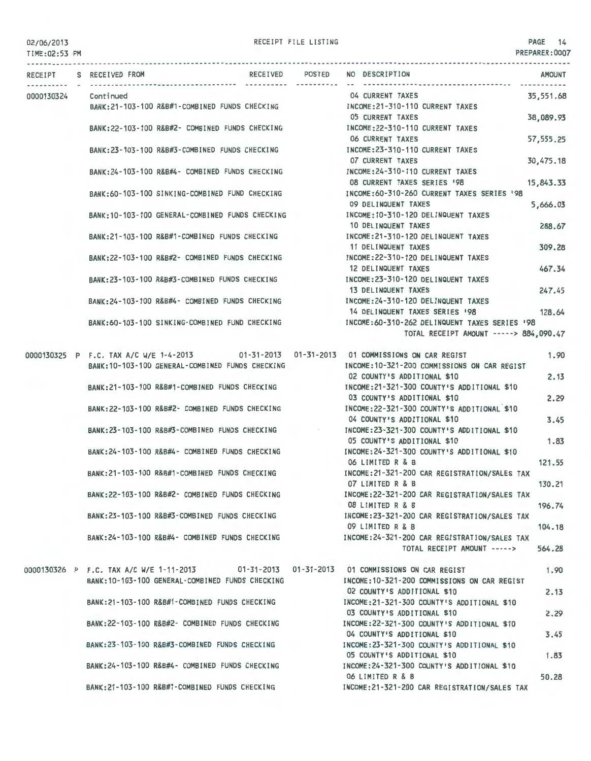02/06/2013 RECEIPT FILE LISTING PAGE 14
TIME:02:53 PM PREPARER:0007

| RECEIPT | S | RECEIVED FROM | RECEIVED | POSTED | NO DESCRIPTION | AMOUNT |
|---|---|---|---|---|---|---|
| 0000130324 | | Continued | | | 04 CURRENT TAXES | 35,551.68 |
| | | BANK:21-103-100 R&B#1-COMBINED FUNDS CHECKING | | | INCOME:21-310-110 CURRENT TAXES | |
| | | | | | 05 CURRENT TAXES | 38,089.93 |
| | | BANK:22-103-100 R&B#2- COMBINED FUNDS CHECKING | | | INCOME:22-310-110 CURRENT TAXES | |
| | | | | | 06 CURRENT TAXES | 57,555.25 |
| | | BANK:23-103-100 R&B#3-COMBINED FUNDS CHECKING | | | INCOME:23-310-110 CURRENT TAXES | |
| | | | | | 07 CURRENT TAXES | 30,475.18 |
| | | BANK:24-103-100 R&B#4- COMBINED FUNDS CHECKING | | | INCOME:24-310-110 CURRENT TAXES | |
| | | | | | 08 CURRENT TAXES SERIES '98 | 15,843.33 |
| | | BANK:60-103-100 SINKING-COMBINED FUND CHECKING | | | INCOME:60-310-260 CURRENT TAXES SERIES '98 | |
| | | | | | 09 DELINQUENT TAXES | 5,666.03 |
| | | BANK:10-103-100 GENERAL-COMBINED FUNDS CHECKING | | | INCOME:10-310-120 DELINQUENT TAXES | |
| | | | | | 10 DELINQUENT TAXES | 288.67 |
| | | BANK:21-103-100 R&B#1-COMBINED FUNDS CHECKING | | | INCOME:21-310-120 DELINQUENT TAXES | |
| | | | | | 11 DELINQUENT TAXES | 309.28 |
| | | BANK:22-103-100 R&B#2- COMBINED FUNDS CHECKING | | | INCOME:22-310-120 DELINQUENT TAXES | |
| | | | | | 12 DELINQUENT TAXES | 467.34 |
| | | BANK:23-103-100 R&B#3-COMBINED FUNDS CHECKING | | | INCOME:23-310-120 DELINQUENT TAXES | |
| | | | | | 13 DELINQUENT TAXES | 247.45 |
| | | BANK:24-103-100 R&B#4- COMBINED FUNDS CHECKING | | | INCOME:24-310-120 DELINQUENT TAXES | |
| | | | | | 14 DELINQUENT TAXES SERIES '98 | 128.64 |
| | | BANK:60-103-100 SINKING-COMBINED FUND CHECKING | | | INCOME:60-310-262 DELINQUENT TAXES SERIES '98 | |
| | | | | | TOTAL RECEIPT AMOUNT -----> | 884,090.47 |
| 0000130325 | P | F.C. TAX A/C W/E 1-4-2013 | 01-31-2013 | 01-31-2013 | 01 COMMISSIONS ON CAR REGIST | 1.90 |
| | | BANK:10-103-100 GENERAL-COMBINED FUNDS CHECKING | | | INCOME:10-321-200 COMMISSIONS ON CAR REGIST | |
| | | | | | 02 COUNTY'S ADDITIONAL $10 | 2.13 |
| | | BANK:21-103-100 R&B#1-COMBINED FUNDS CHECKING | | | INCOME:21-321-300 COUNTY'S ADDITIONAL $10 | |
| | | | | | 03 COUNTY'S ADDITIONAL $10 | 2.29 |
| | | BANK:22-103-100 R&B#2- COMBINED FUNDS CHECKING | | | INCOME:22-321-300 COUNTY'S ADDITIONAL $10 | |
| | | | | | 04 COUNTY'S ADDITIONAL $10 | 3.45 |
| | | BANK:23-103-100 R&B#3-COMBINED FUNDS CHECKING | | | INCOME:23-321-300 COUNTY'S ADDITIONAL $10 | |
| | | | | | 05 COUNTY'S ADDITIONAL $10 | 1.83 |
| | | BANK:24-103-100 R&B#4- COMBINED FUNDS CHECKING | | | INCOME:24-321-300 COUNTY'S ADDITIONAL $10 | |
| | | | | | 06 LIMITED R & B | 121.55 |
| | | BANK:21-103-100 R&B#1-COMBINED FUNDS CHECKING | | | INCOME:21-321-200 CAR REGISTRATION/SALES TAX | |
| | | | | | 07 LIMITED R & B | 130.21 |
| | | BANK:22-103-100 R&B#2- COMBINED FUNDS CHECKING | | | INCOME:22-321-200 CAR REGISTRATION/SALES TAX | |
| | | | | | 08 LIMITED R & B | 196.74 |
| | | BANK:23-103-100 R&B#3-COMBINED FUNDS CHECKING | | | INCOME:23-321-200 CAR REGISTRATION/SALES TAX | |
| | | | | | 09 LIMITED R & B | 104.18 |
| | | BANK:24-103-100 R&B#4- COMBINED FUNDS CHECKING | | | INCOME:24-321-200 CAR REGISTRATION/SALES TAX | |
| | | | | | TOTAL RECEIPT AMOUNT -----> | 564.28 |
| 0000130326 | P | F.C. TAX A/C W/E 1-11-2013 | 01-31-2013 | 01-31-2013 | 01 COMMISSIONS ON CAR REGIST | 1.90 |
| | | BANK:10-103-100 GENERAL-COMBINED FUNDS CHECKING | | | INCOME:10-321-200 COMMISSIONS ON CAR REGIST | |
| | | | | | 02 COUNTY'S ADDITIONAL $10 | 2.13 |
| | | BANK:21-103-100 R&B#1-COMBINED FUNDS CHECKING | | | INCOME:21-321-300 COUNTY'S ADDITIONAL $10 | |
| | | | | | 03 COUNTY'S ADDITIONAL $10 | 2.29 |
| | | BANK:22-103-100 R&B#2- COMBINED FUNDS CHECKING | | | INCOME:22-321-300 COUNTY'S ADDITIONAL $10 | |
| | | | | | 04 COUNTY'S ADDITIONAL $10 | 3.45 |
| | | BANK:23-103-100 R&B#3-COMBINED FUNDS CHECKING | | | INCOME:23-321-300 COUNTY'S ADDITIONAL $10 | |
| | | | | | 05 COUNTY'S ADDITIONAL $10 | 1.83 |
| | | BANK:24-103-100 R&B#4- COMBINED FUNDS CHECKING | | | INCOME:24-321-300 COUNTY'S ADDITIONAL $10 | |
| | | | | | 06 LIMITED R & B | 50.28 |
| | | BANK:21-103-100 R&B#1-COMBINED FUNDS CHECKING | | | INCOME:21-321-200 CAR REGISTRATION/SALES TAX | |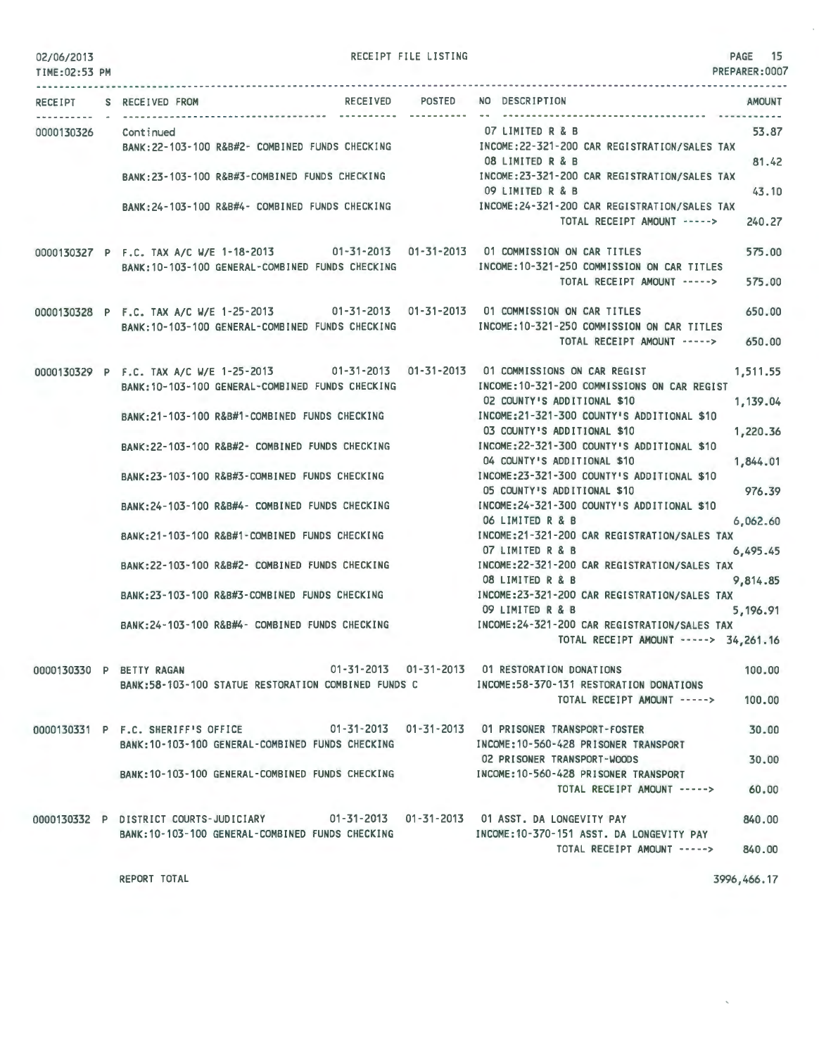02/06/2013 RECEIPT FILE LISTING PAGE 15
TIME:02:53 PM PREPARER:0007

| RECEIPT | S | RECEIVED FROM | RECEIVED | POSTED | NO DESCRIPTION | AMOUNT |
|---|---|---|---|---|---|---|
| 0000130326 | | Continued | | | 07 LIMITED R & B | 53.87 |
| | | BANK:22-103-100 R&B#2- COMBINED FUNDS CHECKING | | | INCOME:22-321-200 CAR REGISTRATION/SALES TAX | |
| | | | | | 08 LIMITED R & B | 81.42 |
| | | BANK:23-103-100 R&B#3-COMBINED FUNDS CHECKING | | | INCOME:23-321-200 CAR REGISTRATION/SALES TAX | |
| | | | | | 09 LIMITED R & B | 43.10 |
| | | BANK:24-103-100 R&B#4- COMBINED FUNDS CHECKING | | | INCOME:24-321-200 CAR REGISTRATION/SALES TAX | |
| | | | | | TOTAL RECEIPT AMOUNT -----> | 240.27 |
| 0000130327 | P | F.C. TAX A/C W/E 1-18-2013 | 01-31-2013 | 01-31-2013 | 01 COMMISSION ON CAR TITLES | 575.00 |
| | | BANK:10-103-100 GENERAL-COMBINED FUNDS CHECKING | | | INCOME:10-321-250 COMMISSION ON CAR TITLES | |
| | | | | | TOTAL RECEIPT AMOUNT -----> | 575.00 |
| 0000130328 | P | F.C. TAX A/C W/E 1-25-2013 | 01-31-2013 | 01-31-2013 | 01 COMMISSION ON CAR TITLES | 650.00 |
| | | BANK:10-103-100 GENERAL-COMBINED FUNDS CHECKING | | | INCOME:10-321-250 COMMISSION ON CAR TITLES | |
| | | | | | TOTAL RECEIPT AMOUNT -----> | 650.00 |
| 0000130329 | P | F.C. TAX A/C W/E 1-25-2013 | 01-31-2013 | 01-31-2013 | 01 COMMISSIONS ON CAR REGIST | 1,511.55 |
| | | BANK:10-103-100 GENERAL-COMBINED FUNDS CHECKING | | | INCOME:10-321-200 COMMISSIONS ON CAR REGIST | |
| | | | | | 02 COUNTY'S ADDITIONAL $10 | 1,139.04 |
| | | BANK:21-103-100 R&B#1-COMBINED FUNDS CHECKING | | | INCOME:21-321-300 COUNTY'S ADDITIONAL $10 | |
| | | | | | 03 COUNTY'S ADDITIONAL $10 | 1,220.36 |
| | | BANK:22-103-100 R&B#2- COMBINED FUNDS CHECKING | | | INCOME:22-321-300 COUNTY'S ADDITIONAL $10 | |
| | | | | | 04 COUNTY'S ADDITIONAL $10 | 1,844.01 |
| | | BANK:23-103-100 R&B#3-COMBINED FUNDS CHECKING | | | INCOME:23-321-300 COUNTY'S ADDITIONAL $10 | |
| | | | | | 05 COUNTY'S ADDITIONAL $10 | 976.39 |
| | | BANK:24-103-100 R&B#4- COMBINED FUNDS CHECKING | | | INCOME:24-321-300 COUNTY'S ADDITIONAL $10 | |
| | | | | | 06 LIMITED R & B | 6,062.60 |
| | | BANK:21-103-100 R&B#1-COMBINED FUNDS CHECKING | | | INCOME:21-321-200 CAR REGISTRATION/SALES TAX | |
| | | | | | 07 LIMITED R & B | 6,495.45 |
| | | BANK:22-103-100 R&B#2- COMBINED FUNDS CHECKING | | | INCOME:22-321-200 CAR REGISTRATION/SALES TAX | |
| | | | | | 08 LIMITED R & B | 9,814.85 |
| | | BANK:23-103-100 R&B#3-COMBINED FUNDS CHECKING | | | INCOME:23-321-200 CAR REGISTRATION/SALES TAX | |
| | | | | | 09 LIMITED R & B | 5,196.91 |
| | | BANK:24-103-100 R&B#4- COMBINED FUNDS CHECKING | | | INCOME:24-321-200 CAR REGISTRATION/SALES TAX | |
| | | | | | TOTAL RECEIPT AMOUNT -----> | 34,261.16 |
| 0000130330 | P | BETTY RAGAN | 01-31-2013 | 01-31-2013 | 01 RESTORATION DONATIONS | 100.00 |
| | | BANK:58-103-100 STATUE RESTORATION COMBINED FUNDS C | | | INCOME:58-370-131 RESTORATION DONATIONS | |
| | | | | | TOTAL RECEIPT AMOUNT -----> | 100.00 |
| 0000130331 | P | F.C. SHERIFF'S OFFICE | 01-31-2013 | 01-31-2013 | 01 PRISONER TRANSPORT-FOSTER | 30.00 |
| | | BANK:10-103-100 GENERAL-COMBINED FUNDS CHECKING | | | INCOME:10-560-428 PRISONER TRANSPORT | |
| | | | | | 02 PRISONER TRANSPORT-WOODS | 30.00 |
| | | BANK:10-103-100 GENERAL-COMBINED FUNDS CHECKING | | | INCOME:10-560-428 PRISONER TRANSPORT | |
| | | | | | TOTAL RECEIPT AMOUNT -----> | 60.00 |
| 0000130332 | P | DISTRICT COURTS-JUDICIARY | 01-31-2013 | 01-31-2013 | 01 ASST. DA LONGEVITY PAY | 840.00 |
| | | BANK:10-103-100 GENERAL-COMBINED FUNDS CHECKING | | | INCOME:10-370-151 ASST. DA LONGEVITY PAY | |
| | | | | | TOTAL RECEIPT AMOUNT -----> | 840.00 |

REPORT TOTAL 3996,466.17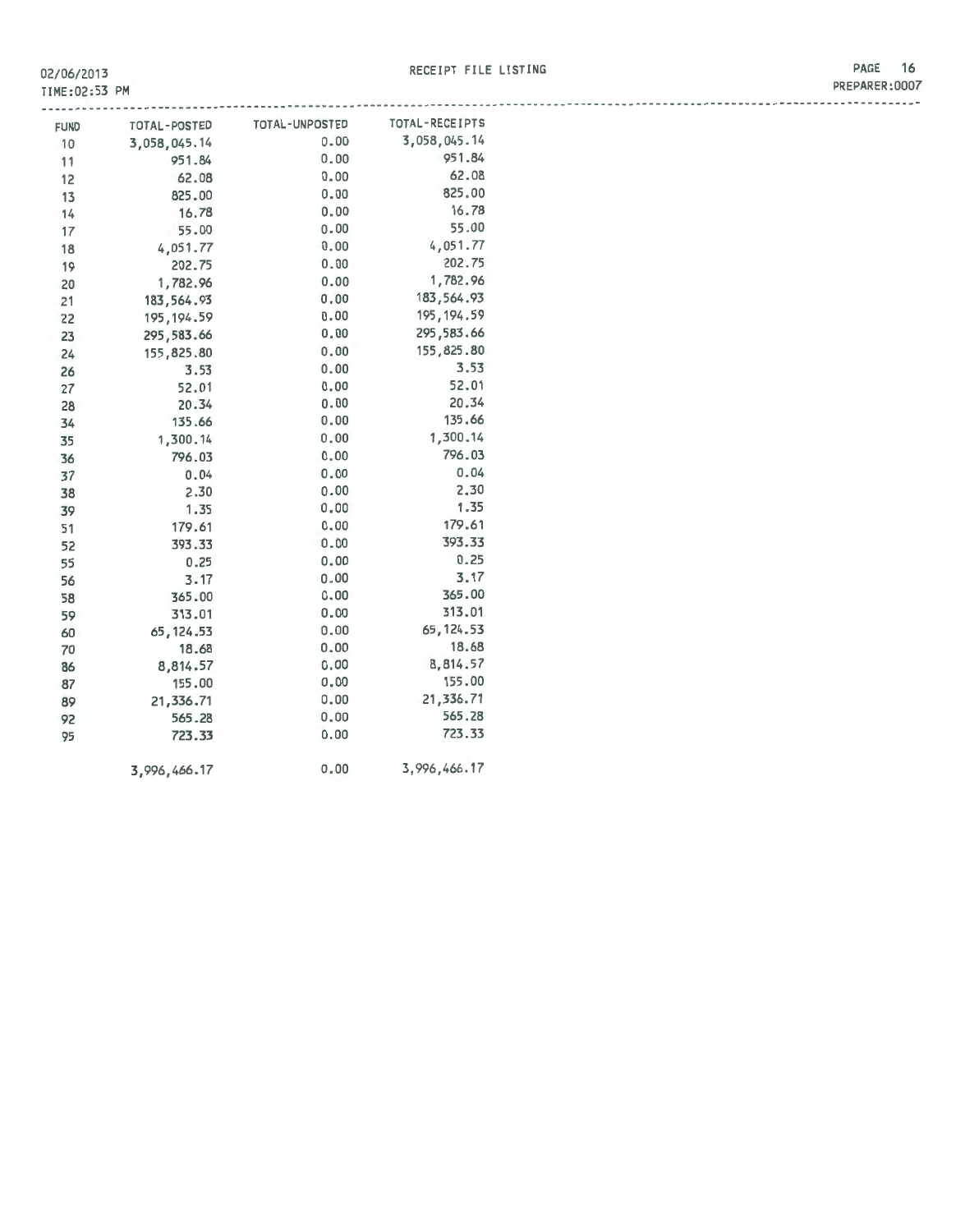02/06/2013
TIME:02:53 PM

RECEIPT FILE LISTING

PREPARER:0007

| FUND | TOTAL-POSTED | TOTAL-UNPOSTED | TOTAL-RECEIPTS |
|---|---|---|---|
| 10 | 3,058,045.14 | 0.00 | 3,058,045.14 |
| 11 | 951.84 | 0.00 | 951.84 |
| 12 | 62.08 | 0.00 | 62.08 |
| 13 | 825.00 | 0.00 | 825.00 |
| 14 | 16.78 | 0.00 | 16.78 |
| 17 | 55.00 | 0.00 | 55.00 |
| 18 | 4,051.77 | 0.00 | 4,051.77 |
| 19 | 202.75 | 0.00 | 202.75 |
| 20 | 1,782.96 | 0.00 | 1,782.96 |
| 21 | 183,564.93 | 0.00 | 183,564.93 |
| 22 | 195,194.59 | 0.00 | 195,194.59 |
| 23 | 295,583.66 | 0.00 | 295,583.66 |
| 24 | 155,825.80 | 0.00 | 155,825.80 |
| 26 | 3.53 | 0.00 | 3.53 |
| 27 | 52.01 | 0.00 | 52.01 |
| 28 | 20.34 | 0.00 | 20.34 |
| 34 | 135.66 | 0.00 | 135.66 |
| 35 | 1,300.14 | 0.00 | 1,300.14 |
| 36 | 796.03 | 0.00 | 796.03 |
| 37 | 0.04 | 0.00 | 0.04 |
| 38 | 2.30 | 0.00 | 2.30 |
| 39 | 1.35 | 0.00 | 1.35 |
| 51 | 179.61 | 0.00 | 179.61 |
| 52 | 393.33 | 0.00 | 393.33 |
| 55 | 0.25 | 0.00 | 0.25 |
| 56 | 3.17 | 0.00 | 3.17 |
| 58 | 365.00 | 0.00 | 365.00 |
| 59 | 313.01 | 0.00 | 313.01 |
| 60 | 65,124.53 | 0.00 | 65,124.53 |
| 70 | 18.68 | 0.00 | 18.68 |
| 86 | 8,814.57 | 0.00 | 8,814.57 |
| 87 | 155.00 | 0.00 | 155.00 |
| 89 | 21,336.71 | 0.00 | 21,336.71 |
| 92 | 565.28 | 0.00 | 565.28 |
| 95 | 723.33 | 0.00 | 723.33 |
| | 3,996,466.17 | 0.00 | 3,996,466.17 |